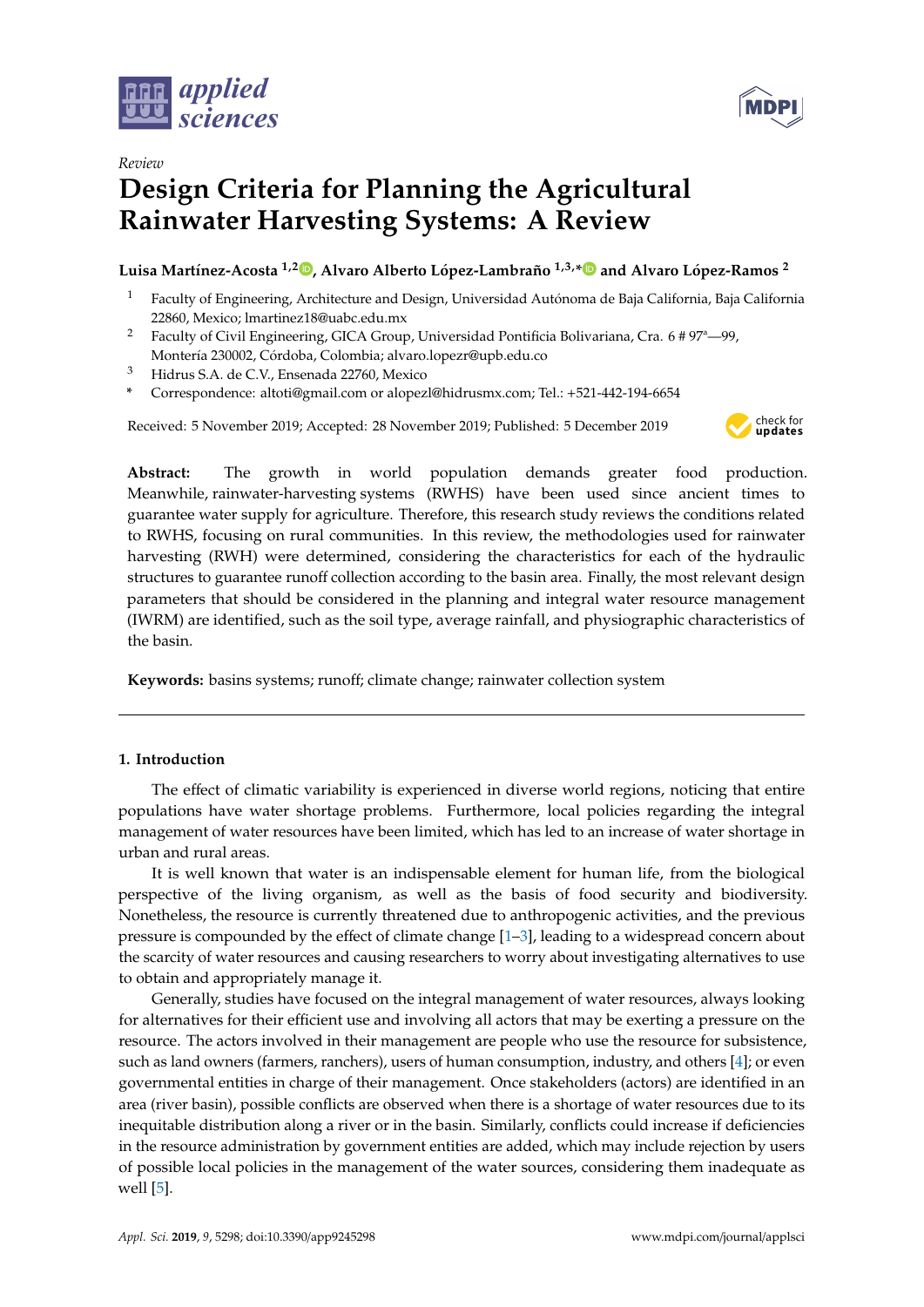*Review*

# Design Criteria for Planning the Agricultural Rainwater Harvesting Systems: A Review

**Luisa Martínez-Acosta [1,2], Alvaro Alberto López-Lambraño [1,3,*] and Alvaro López-Ramos [2]**

[1] Faculty of Engineering, Architecture and Design, Universidad Autónoma de Baja California, Baja California 22860, Mexico; lmartinez18@uabc.edu.mx

[2] Faculty of Civil Engineering, GICA Group, Universidad Pontificia Bolivariana, Cra. 6 # 97ª—99, Montería 230002, Córdoba, Colombia; alvaro.lopezr@upb.edu.co

[3] Hidrus S.A. de C.V., Ensenada 22760, Mexico

[*] Correspondence: altoti@gmail.com or alopezl@hidrusmx.com; Tel.: +521-442-194-6654

Received: 5 November 2019; Accepted: 28 November 2019; Published: 5 December 2019

**Abstract:** The growth in world population demands greater food production. Meanwhile, rainwater-harvesting systems (RWHS) have been used since ancient times to guarantee water supply for agriculture. Therefore, this research study reviews the conditions related to RWHS, focusing on rural communities. In this review, the methodologies used for rainwater harvesting (RWH) were determined, considering the characteristics for each of the hydraulic structures to guarantee runoff collection according to the basin area. Finally, the most relevant design parameters that should be considered in the planning and integral water resource management (IWRM) are identified, such as the soil type, average rainfall, and physiographic characteristics of the basin.

**Keywords:** basins systems; runoff; climate change; rainwater collection system

## 1. Introduction

The effect of climatic variability is experienced in diverse world regions, noticing that entire populations have water shortage problems. Furthermore, local policies regarding the integral management of water resources have been limited, which has led to an increase of water shortage in urban and rural areas.

It is well known that water is an indispensable element for human life, from the biological perspective of the living organism, as well as the basis of food security and biodiversity. Nonetheless, the resource is currently threatened due to anthropogenic activities, and the previous pressure is compounded by the effect of climate change [1–3], leading to a widespread concern about the scarcity of water resources and causing researchers to worry about investigating alternatives to use to obtain and appropriately manage it.

Generally, studies have focused on the integral management of water resources, always looking for alternatives for their efficient use and involving all actors that may be exerting a pressure on the resource. The actors involved in their management are people who use the resource for subsistence, such as land owners (farmers, ranchers), users of human consumption, industry, and others [4]; or even governmental entities in charge of their management. Once stakeholders (actors) are identified in an area (river basin), possible conflicts are observed when there is a shortage of water resources due to its inequitable distribution along a river or in the basin. Similarly, conflicts could increase if deficiencies in the resource administration by government entities are added, which may include rejection by users of possible local policies in the management of the water sources, considering them inadequate as well [5].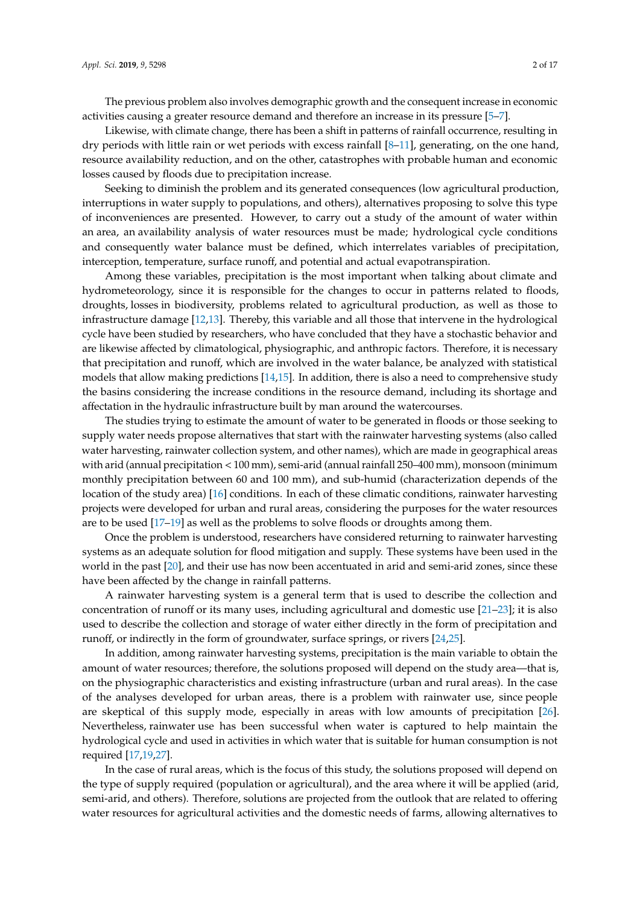The previous problem also involves demographic growth and the consequent increase in economic activities causing a greater resource demand and therefore an increase in its pressure [5–7].

Likewise, with climate change, there has been a shift in patterns of rainfall occurrence, resulting in dry periods with little rain or wet periods with excess rainfall [8–11], generating, on the one hand, resource availability reduction, and on the other, catastrophes with probable human and economic losses caused by floods due to precipitation increase.

Seeking to diminish the problem and its generated consequences (low agricultural production, interruptions in water supply to populations, and others), alternatives proposing to solve this type of inconveniences are presented. However, to carry out a study of the amount of water within an area, an availability analysis of water resources must be made; hydrological cycle conditions and consequently water balance must be defined, which interrelates variables of precipitation, interception, temperature, surface runoff, and potential and actual evapotranspiration.

Among these variables, precipitation is the most important when talking about climate and hydrometeorology, since it is responsible for the changes to occur in patterns related to floods, droughts, losses in biodiversity, problems related to agricultural production, as well as those to infrastructure damage [12,13]. Thereby, this variable and all those that intervene in the hydrological cycle have been studied by researchers, who have concluded that they have a stochastic behavior and are likewise affected by climatological, physiographic, and anthropic factors. Therefore, it is necessary that precipitation and runoff, which are involved in the water balance, be analyzed with statistical models that allow making predictions [14,15]. In addition, there is also a need to comprehensive study the basins considering the increase conditions in the resource demand, including its shortage and affectation in the hydraulic infrastructure built by man around the watercourses.

The studies trying to estimate the amount of water to be generated in floods or those seeking to supply water needs propose alternatives that start with the rainwater harvesting systems (also called water harvesting, rainwater collection system, and other names), which are made in geographical areas with arid (annual precipitation < 100 mm), semi-arid (annual rainfall 250–400 mm), monsoon (minimum monthly precipitation between 60 and 100 mm), and sub-humid (characterization depends of the location of the study area) [16] conditions. In each of these climatic conditions, rainwater harvesting projects were developed for urban and rural areas, considering the purposes for the water resources are to be used [17–19] as well as the problems to solve floods or droughts among them.

Once the problem is understood, researchers have considered returning to rainwater harvesting systems as an adequate solution for flood mitigation and supply. These systems have been used in the world in the past [20], and their use has now been accentuated in arid and semi-arid zones, since these have been affected by the change in rainfall patterns.

A rainwater harvesting system is a general term that is used to describe the collection and concentration of runoff or its many uses, including agricultural and domestic use [21–23]; it is also used to describe the collection and storage of water either directly in the form of precipitation and runoff, or indirectly in the form of groundwater, surface springs, or rivers [24,25].

In addition, among rainwater harvesting systems, precipitation is the main variable to obtain the amount of water resources; therefore, the solutions proposed will depend on the study area—that is, on the physiographic characteristics and existing infrastructure (urban and rural areas). In the case of the analyses developed for urban areas, there is a problem with rainwater use, since people are skeptical of this supply mode, especially in areas with low amounts of precipitation [26]. Nevertheless, rainwater use has been successful when water is captured to help maintain the hydrological cycle and used in activities in which water that is suitable for human consumption is not required [17,19,27].

In the case of rural areas, which is the focus of this study, the solutions proposed will depend on the type of supply required (population or agricultural), and the area where it will be applied (arid, semi-arid, and others). Therefore, solutions are projected from the outlook that are related to offering water resources for agricultural activities and the domestic needs of farms, allowing alternatives to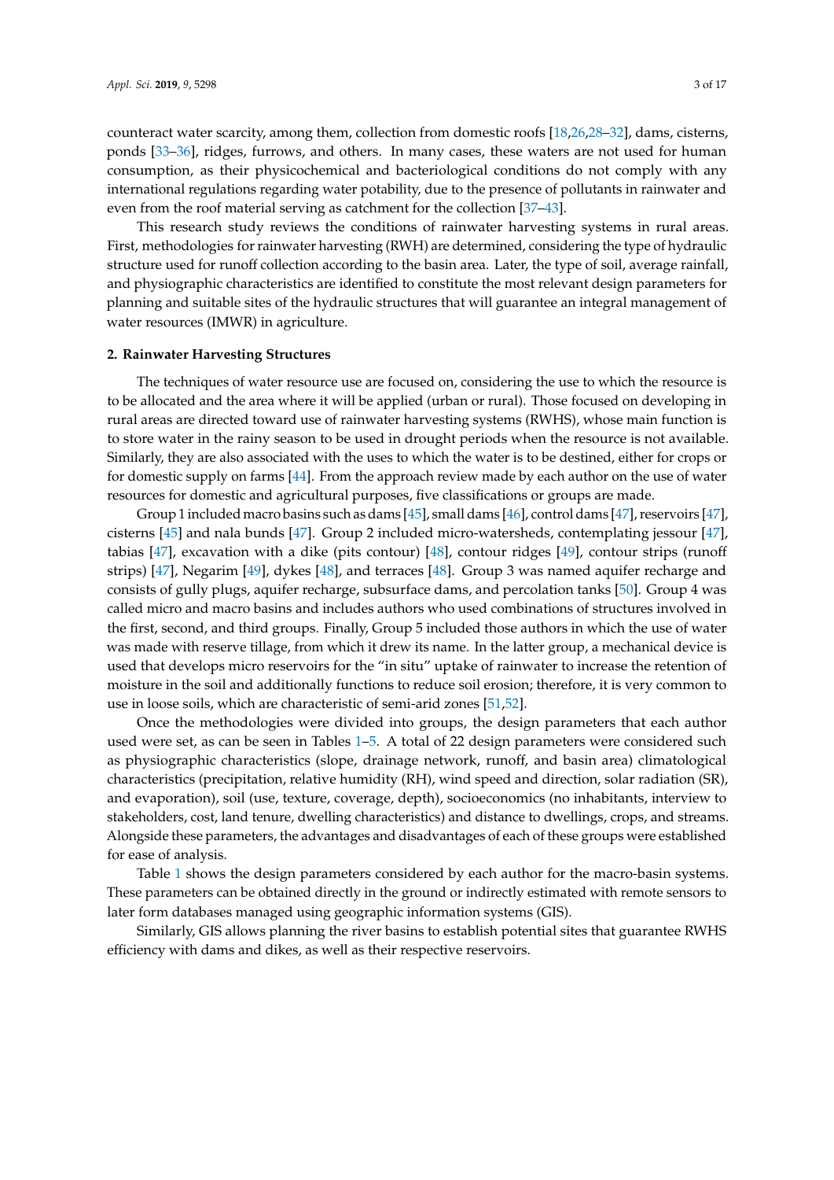counteract water scarcity, among them, collection from domestic roofs [18,26,28–32], dams, cisterns, ponds [33–36], ridges, furrows, and others. In many cases, these waters are not used for human consumption, as their physicochemical and bacteriological conditions do not comply with any international regulations regarding water potability, due to the presence of pollutants in rainwater and even from the roof material serving as catchment for the collection [37–43].

This research study reviews the conditions of rainwater harvesting systems in rural areas. First, methodologies for rainwater harvesting (RWH) are determined, considering the type of hydraulic structure used for runoff collection according to the basin area. Later, the type of soil, average rainfall, and physiographic characteristics are identified to constitute the most relevant design parameters for planning and suitable sites of the hydraulic structures that will guarantee an integral management of water resources (IMWR) in agriculture.

## 2. Rainwater Harvesting Structures

The techniques of water resource use are focused on, considering the use to which the resource is to be allocated and the area where it will be applied (urban or rural). Those focused on developing in rural areas are directed toward use of rainwater harvesting systems (RWHS), whose main function is to store water in the rainy season to be used in drought periods when the resource is not available. Similarly, they are also associated with the uses to which the water is to be destined, either for crops or for domestic supply on farms [44]. From the approach review made by each author on the use of water resources for domestic and agricultural purposes, five classifications or groups are made.

Group 1 included macro basins such as dams [45], small dams [46], control dams [47], reservoirs [47], cisterns [45] and nala bunds [47]. Group 2 included micro-watersheds, contemplating jessour [47], tabias [47], excavation with a dike (pits contour) [48], contour ridges [49], contour strips (runoff strips) [47], Negarim [49], dykes [48], and terraces [48]. Group 3 was named aquifer recharge and consists of gully plugs, aquifer recharge, subsurface dams, and percolation tanks [50]. Group 4 was called micro and macro basins and includes authors who used combinations of structures involved in the first, second, and third groups. Finally, Group 5 included those authors in which the use of water was made with reserve tillage, from which it drew its name. In the latter group, a mechanical device is used that develops micro reservoirs for the "in situ" uptake of rainwater to increase the retention of moisture in the soil and additionally functions to reduce soil erosion; therefore, it is very common to use in loose soils, which are characteristic of semi-arid zones [51,52].

Once the methodologies were divided into groups, the design parameters that each author used were set, as can be seen in Tables 1–5. A total of 22 design parameters were considered such as physiographic characteristics (slope, drainage network, runoff, and basin area) climatological characteristics (precipitation, relative humidity (RH), wind speed and direction, solar radiation (SR), and evaporation), soil (use, texture, coverage, depth), socioeconomics (no inhabitants, interview to stakeholders, cost, land tenure, dwelling characteristics) and distance to dwellings, crops, and streams. Alongside these parameters, the advantages and disadvantages of each of these groups were established for ease of analysis.

Table 1 shows the design parameters considered by each author for the macro-basin systems. These parameters can be obtained directly in the ground or indirectly estimated with remote sensors to later form databases managed using geographic information systems (GIS).

Similarly, GIS allows planning the river basins to establish potential sites that guarantee RWHS efficiency with dams and dikes, as well as their respective reservoirs.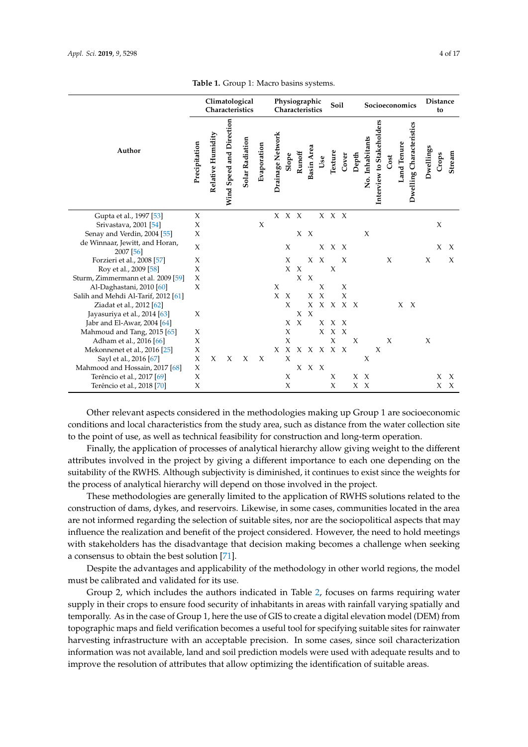**Table 1.** Group 1: Macro basins systems.

| Author | Climatological Characteristics | | | | | Physiographic Characteristics | | | | Soil | | | | Socioeconomics | | | | | Distance to | | |
|---|---|---|---|---|---|---|---|---|---|---|---|---|---|---|---|---|---|---|---|---|---|
| | Precipitation | Relative Humidity | Wind Speed and Direction | Solar Radiation | Evaporation | Drainage Network | Slope | Runoff | Basin Area | Use | Texture | Cover | Depth | No. Inhabitants | Interview to Stakeholders | Cost | Land Tenure | Dwelling Characteristics | Dwellings | Crops | Stream |
| Gupta et al., 1997 [53] | X | | | | | X | X | X | | X | X | X | | | | | | | | | |
| Srivastava, 2001 [54] | X | | | | X | | | | | | | | | | | | | | | X | |
| Senay and Verdin, 2004 [55] | X | | | | | | | X | X | | | | | X | | | | | | | |
| de Winnaar, Jewitt, and Horan, 2007 [56] | X | | | | | | X | | | X | X | X | | | | | | | | X | X |
| Forzieri et al., 2008 [57] | X | | | | | | X | | X | X | | X | | | | X | | | X | | X |
| Roy et al., 2009 [58] | X | | | | | | X | X | | | X | | | | | | | | | | |
| Sturm, Zimmermann et al. 2009 [59] | X | | | | | | | X | X | | | | | | | | | | | | |
| Al-Daghastani, 2010 [60] | X | | | | | X | | | | X | | X | | | | | | | | | |
| Salih and Mehdi Al-Tarif, 2012 [61] | | | | | | X | X | | X | X | | X | | | | | | | | | |
| Ziadat et al., 2012 [62] | | | | | | | X | | X | X | X | X | X | | | | X | X | | | |
| Jayasuriya et al., 2014 [63] | X | | | | | | | X | X | | | | | | | | | | | | |
| Jabr and El-Awar, 2004 [64] | | | | | | | X | X | | X | X | X | | | | | | | | | |
| Mahmoud and Tang, 2015 [65] | X | | | | | | X | | | X | X | X | | | | | | | | | |
| Adham et al., 2016 [66] | X | | | | | | X | | | | X | | X | | | X | | | X | | |
| Mekonnenet et al., 2016 [25] | X | | | | | X | X | X | X | X | X | X | | | X | | | | | | |
| Sayl et al., 2016 [67] | X | X | X | X | X | | X | | | | | | | X | | | | | | | |
| Mahmood and Hossain, 2017 [68] | X | | | | | | | X | X | X | | | | | | | | | | | |
| Terêncio et al., 2017 [69] | X | | | | | | X | | | | X | | X | X | | | | | | X | X |
| Terêncio et al., 2018 [70] | X | | | | | | X | | | | X | | X | X | | | | | | X | X |

Other relevant aspects considered in the methodologies making up Group 1 are socioeconomic conditions and local characteristics from the study area, such as distance from the water collection site to the point of use, as well as technical feasibility for construction and long-term operation.

Finally, the application of processes of analytical hierarchy allow giving weight to the different attributes involved in the project by giving a different importance to each one depending on the suitability of the RWHS. Although subjectivity is diminished, it continues to exist since the weights for the process of analytical hierarchy will depend on those involved in the project.

These methodologies are generally limited to the application of RWHS solutions related to the construction of dams, dykes, and reservoirs. Likewise, in some cases, communities located in the area are not informed regarding the selection of suitable sites, nor are the sociopolitical aspects that may influence the realization and benefit of the project considered. However, the need to hold meetings with stakeholders has the disadvantage that decision making becomes a challenge when seeking a consensus to obtain the best solution [71].

Despite the advantages and applicability of the methodology in other world regions, the model must be calibrated and validated for its use.

Group 2, which includes the authors indicated in Table 2, focuses on farms requiring water supply in their crops to ensure food security of inhabitants in areas with rainfall varying spatially and temporally. As in the case of Group 1, here the use of GIS to create a digital elevation model (DEM) from topographic maps and field verification becomes a useful tool for specifying suitable sites for rainwater harvesting infrastructure with an acceptable precision. In some cases, since soil characterization information was not available, land and soil prediction models were used with adequate results and to improve the resolution of attributes that allow optimizing the identification of suitable areas.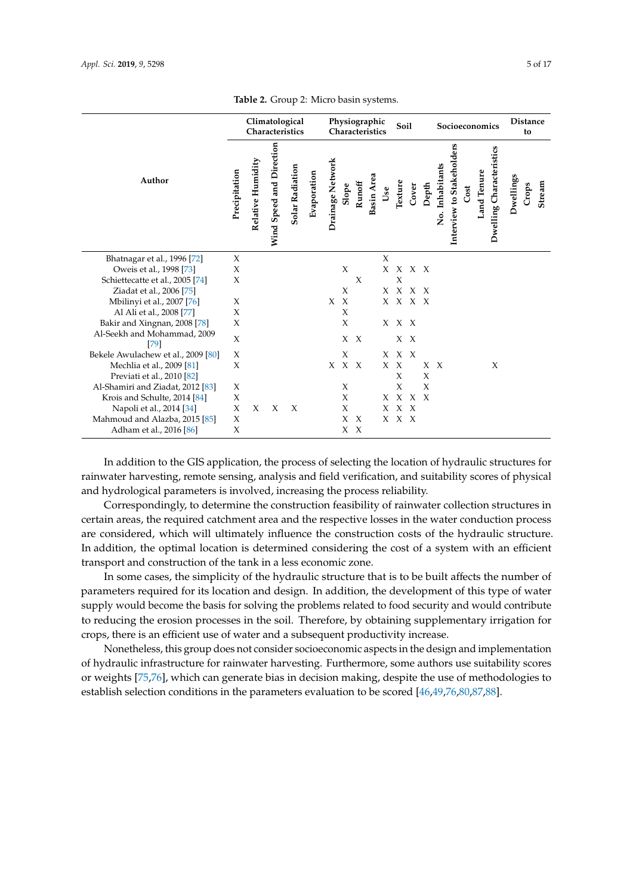**Table 2.** Group 2: Micro basin systems.

| Author | Climatological Characteristics | | | | | Physiographic Characteristics | | | | Soil | | | | Socioeconomics | | | | | Distance to | | |
|---|---|---|---|---|---|---|---|---|---|---|---|---|---|---|---|---|---|---|---|---|---|
| | Precipitation | Relative Humidity | Wind Speed and Direction | Solar Radiation | Evaporation | Drainage Network | Slope | Runoff | Basin Area | Use | Texture | Cover | Depth | No. Inhabitants | Interview to Stakeholders | Cost | Land Tenure | Dwelling Characteristics | Dwellings | Crops | Stream |
| Bhatnagar et al., 1996 [72] | X | | | | | | | | | X | | | | | | | | | | | |
| Oweis et al., 1998 [73] | X | | | | | | X | | | X | X | X | X | | | | | | | | |
| Schiettecatte et al., 2005 [74] | X | | | | | | | X | | | X | | | | | | | | | | |
| Ziadat et al., 2006 [75] | | | | | | | X | | | X | X | X | X | | | | | | | | |
| Mbilinyi et al., 2007 [76] | X | | | | | X | X | | | X | X | X | X | | | | | | | | |
| Al Ali et al., 2008 [77] | X | | | | | | X | | | | | | | | | | | | | | |
| Bakir and Xingnan, 2008 [78] | X | | | | | | X | | | X | X | X | | | | | | | | | |
| Al-Seekh and Mohammad, 2009 [79] | X | | | | | | X | X | | | X | X | | | | | | | | | |
| Bekele Awulachew et al., 2009 [80] | X | | | | | | X | | | X | X | X | | | | | | | | | |
| Mechlia et al., 2009 [81] | X | | | | | X | X | X | | X | X | | X | X | | | | X | | | |
| Previati et al., 2010 [82] | | | | | | | | | | | X | | X | | | | | | | | |
| Al-Shamiri and Ziadat, 2012 [83] | X | | | | | | X | | | | X | | X | | | | | | | | |
| Krois and Schulte, 2014 [84] | X | | | | | | X | | | X | X | X | X | | | | | | | | |
| Napoli et al., 2014 [34] | X | X | X | X | | | X | | | X | X | X | | | | | | | | | |
| Mahmoud and Alazba, 2015 [85] | X | | | | | | X | X | | X | X | X | | | | | | | | | |
| Adham et al., 2016 [86] | X | | | | | | X | X | | | | | | | | | | | | | |

In addition to the GIS application, the process of selecting the location of hydraulic structures for rainwater harvesting, remote sensing, analysis and field verification, and suitability scores of physical and hydrological parameters is involved, increasing the process reliability.

Correspondingly, to determine the construction feasibility of rainwater collection structures in certain areas, the required catchment area and the respective losses in the water conduction process are considered, which will ultimately influence the construction costs of the hydraulic structure. In addition, the optimal location is determined considering the cost of a system with an efficient transport and construction of the tank in a less economic zone.

In some cases, the simplicity of the hydraulic structure that is to be built affects the number of parameters required for its location and design. In addition, the development of this type of water supply would become the basis for solving the problems related to food security and would contribute to reducing the erosion processes in the soil. Therefore, by obtaining supplementary irrigation for crops, there is an efficient use of water and a subsequent productivity increase.

Nonetheless, this group does not consider socioeconomic aspects in the design and implementation of hydraulic infrastructure for rainwater harvesting. Furthermore, some authors use suitability scores or weights [75,76], which can generate bias in decision making, despite the use of methodologies to establish selection conditions in the parameters evaluation to be scored [46,49,76,80,87,88].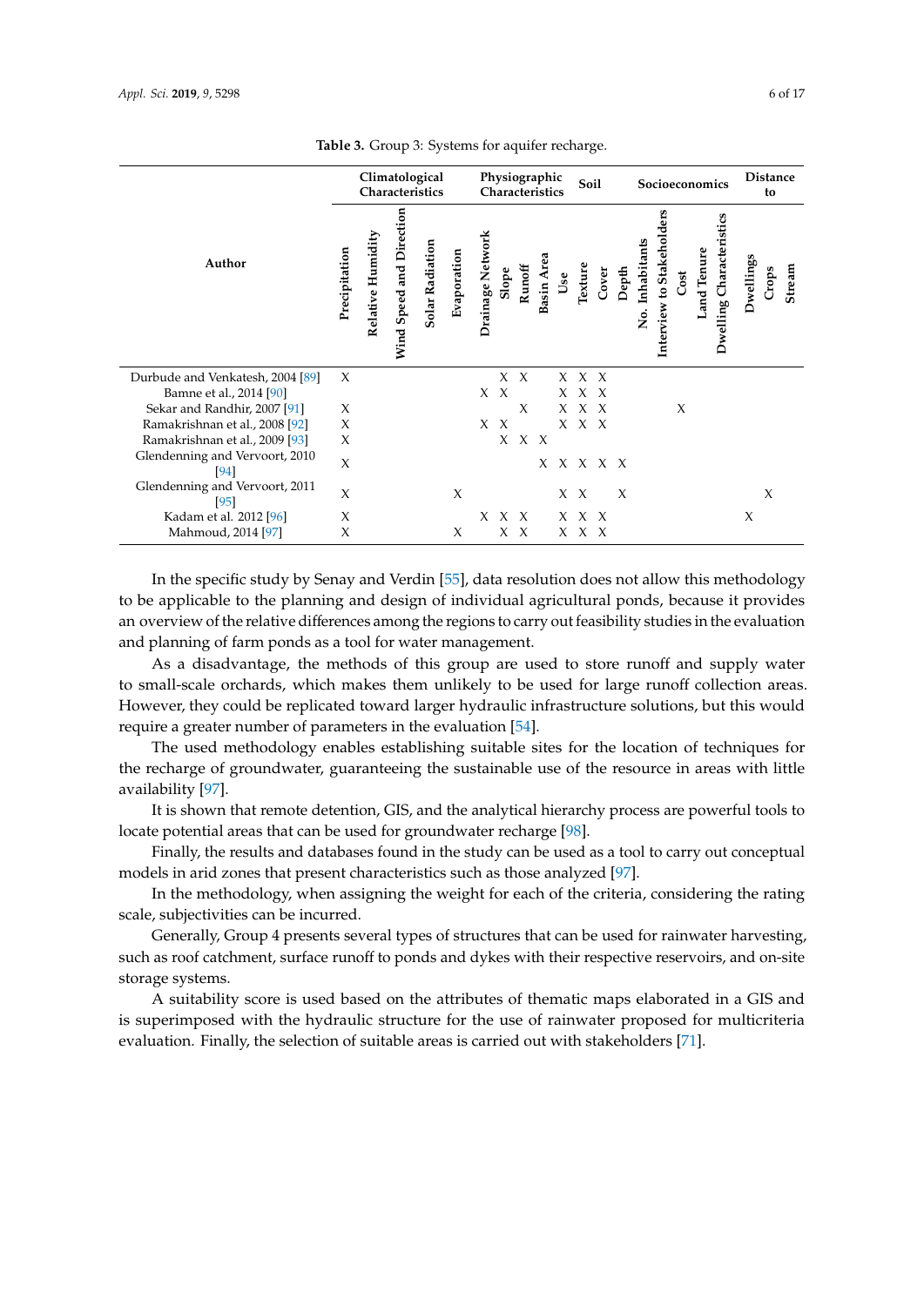**Table 3.** Group 3: Systems for aquifer recharge.

| Author | Climatological Characteristics | | | | | Physiographic Characteristics | | | | Soil | | | | Socioeconomics | | | | | Distance to | | |
|---|---|---|---|---|---|---|---|---|---|---|---|---|---|---|---|---|---|---|---|---|---|
| | Precipitation | Relative Humidity | Wind Speed and Direction | Solar Radiation | Evaporation | Drainage Network | Slope | Runoff | Basin Area | Use | Texture | Cover | Depth | No. Inhabitants | Interview to Stakeholders | Cost | Land Tenure | Dwelling Characteristics | Dwellings | Crops | Stream |
| Durbude and Venkatesh, 2004 [89] | X | | | | | | X | X | | X | X | X | | | | | | | | | |
| Bamne et al., 2014 [90] | | | | | | X | X | | | X | X | X | | | | | | | | | |
| Sekar and Randhir, 2007 [91] | X | | | | | | | X | | X | X | X | | | | X | | | | | |
| Ramakrishnan et al., 2008 [92] | X | | | | | X | X | | | X | X | X | | | | | | | | | |
| Ramakrishnan et al., 2009 [93] | X | | | | | | X | X | X | | | | | | | | | | | | |
| Glendenning and Vervoort, 2010 [94] | X | | | | | | | | X | X | X | X | X | | | | | | | | |
| Glendenning and Vervoort, 2011 [95] | X | | | | X | | | | | X | X | | X | | | | | | | X | |
| Kadam et al. 2012 [96] | X | | | | | X | X | X | | X | X | X | | | | | | | X | | |
| Mahmoud, 2014 [97] | X | | | | X | | X | X | | X | X | X | | | | | | | | | |

In the specific study by Senay and Verdin [55], data resolution does not allow this methodology to be applicable to the planning and design of individual agricultural ponds, because it provides an overview of the relative differences among the regions to carry out feasibility studies in the evaluation and planning of farm ponds as a tool for water management.

As a disadvantage, the methods of this group are used to store runoff and supply water to small-scale orchards, which makes them unlikely to be used for large runoff collection areas. However, they could be replicated toward larger hydraulic infrastructure solutions, but this would require a greater number of parameters in the evaluation [54].

The used methodology enables establishing suitable sites for the location of techniques for the recharge of groundwater, guaranteeing the sustainable use of the resource in areas with little availability [97].

It is shown that remote detention, GIS, and the analytical hierarchy process are powerful tools to locate potential areas that can be used for groundwater recharge [98].

Finally, the results and databases found in the study can be used as a tool to carry out conceptual models in arid zones that present characteristics such as those analyzed [97].

In the methodology, when assigning the weight for each of the criteria, considering the rating scale, subjectivities can be incurred.

Generally, Group 4 presents several types of structures that can be used for rainwater harvesting, such as roof catchment, surface runoff to ponds and dykes with their respective reservoirs, and on-site storage systems.

A suitability score is used based on the attributes of thematic maps elaborated in a GIS and is superimposed with the hydraulic structure for the use of rainwater proposed for multicriteria evaluation. Finally, the selection of suitable areas is carried out with stakeholders [71].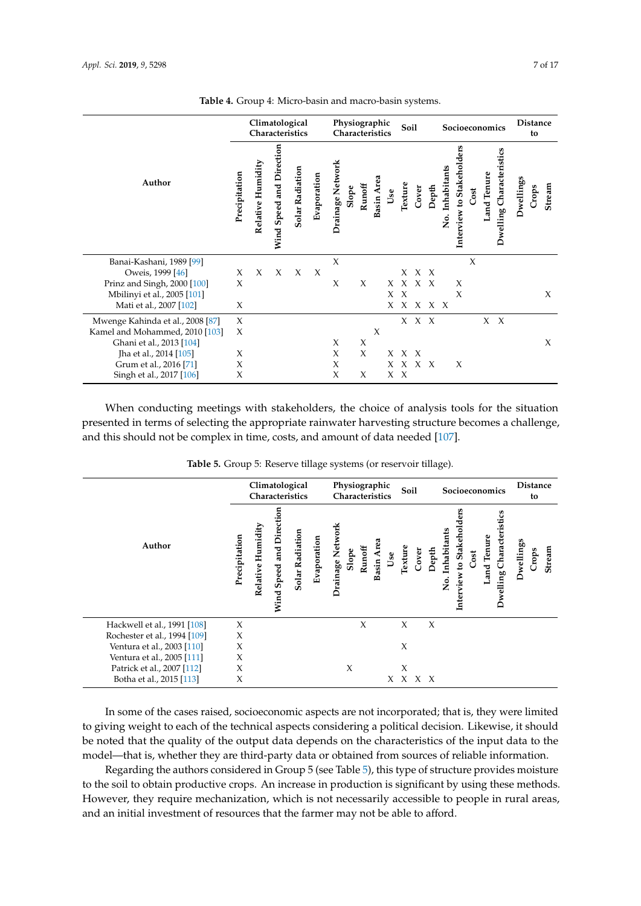**Table 4.** Group 4: Micro-basin and macro-basin systems.

| Author | Climatological Characteristics | | | | | Physiographic Characteristics | | | | Soil | | | | Socioeconomics | | | | | Distance to | | |
|---|---|---|---|---|---|---|---|---|---|---|---|---|---|---|---|---|---|---|---|---|---|
| | Precipitation | Relative Humidity | Wind Speed and Direction | Solar Radiation | Evaporation | Drainage Network | Slope | Runoff | Basin Area | Use | Texture | Cover | Depth | No. Inhabitants | Interview to Stakeholders | Cost | Land Tenure | Dwelling Characteristics | Dwellings | Crops | Stream |
| Banai-Kashani, 1989 [99] | | | | | | X | | | | | | | | | | X | | | | | |
| Oweis, 1999 [46] | X | X | X | X | X | | | | | | X | X | X | | | | | | | | |
| Prinz and Singh, 2000 [100] | X | | | | | X | | X | | X | X | X | X | | X | | | | | | |
| Mbilinyi et al., 2005 [101] | | | | | | | | | | X | X | | | | X | | | | | | X |
| Mati et al., 2007 [102] | X | | | | | | | | | X | X | X | X | X | | | | | | | |
| Mwenge Kahinda et al., 2008 [87] | X | | | | | | | | | | X | X | X | | | | X | X | | | |
| Kamel and Mohammed, 2010 [103] | X | | | | | | | | X | | | | | | | | | | | | |
| Ghani et al., 2013 [104] | | | | | | X | | X | | | | | | | | | | | | | X |
| Jha et al., 2014 [105] | X | | | | | X | | X | | X | X | X | | | | | | | | | |
| Grum et al., 2016 [71] | X | | | | | X | | | | X | X | X | X | | X | | | | | | |
| Singh et al., 2017 [106] | X | | | | | X | | X | | X | X | | | | | | | | | | |

When conducting meetings with stakeholders, the choice of analysis tools for the situation presented in terms of selecting the appropriate rainwater harvesting structure becomes a challenge, and this should not be complex in time, costs, and amount of data needed [107].

**Table 5.** Group 5: Reserve tillage systems (or reservoir tillage).

| Author | Climatological Characteristics | | | | | Physiographic Characteristics | | | | Soil | | | | Socioeconomics | | | | | Distance to | | |
|---|---|---|---|---|---|---|---|---|---|---|---|---|---|---|---|---|---|---|---|---|---|
| | Precipitation | Relative Humidity | Wind Speed and Direction | Solar Radiation | Evaporation | Drainage Network | Slope | Runoff | Basin Area | Use | Texture | Cover | Depth | No. Inhabitants | Interview to Stakeholders | Cost | Land Tenure | Dwelling Characteristics | Dwellings | Crops | Stream |
| Hackwell et al., 1991 [108] | X | | | | | | | X | | | X | | X | | | | | | | | |
| Rochester et al., 1994 [109] | X | | | | | | | | | | | | | | | | | | | | |
| Ventura et al., 2003 [110] | X | | | | | | | | | | X | | | | | | | | | | |
| Ventura et al., 2005 [111] | X | | | | | | | | | | | | | | | | | | | | |
| Patrick et al., 2007 [112] | X | | | | | | X | | | | X | | | | | | | | | | |
| Botha et al., 2015 [113] | X | | | | | | | | | X | X | X | X | | | | | | | | |

In some of the cases raised, socioeconomic aspects are not incorporated; that is, they were limited to giving weight to each of the technical aspects considering a political decision. Likewise, it should be noted that the quality of the output data depends on the characteristics of the input data to the model—that is, whether they are third-party data or obtained from sources of reliable information.

Regarding the authors considered in Group 5 (see Table 5), this type of structure provides moisture to the soil to obtain productive crops. An increase in production is significant by using these methods. However, they require mechanization, which is not necessarily accessible to people in rural areas, and an initial investment of resources that the farmer may not be able to afford.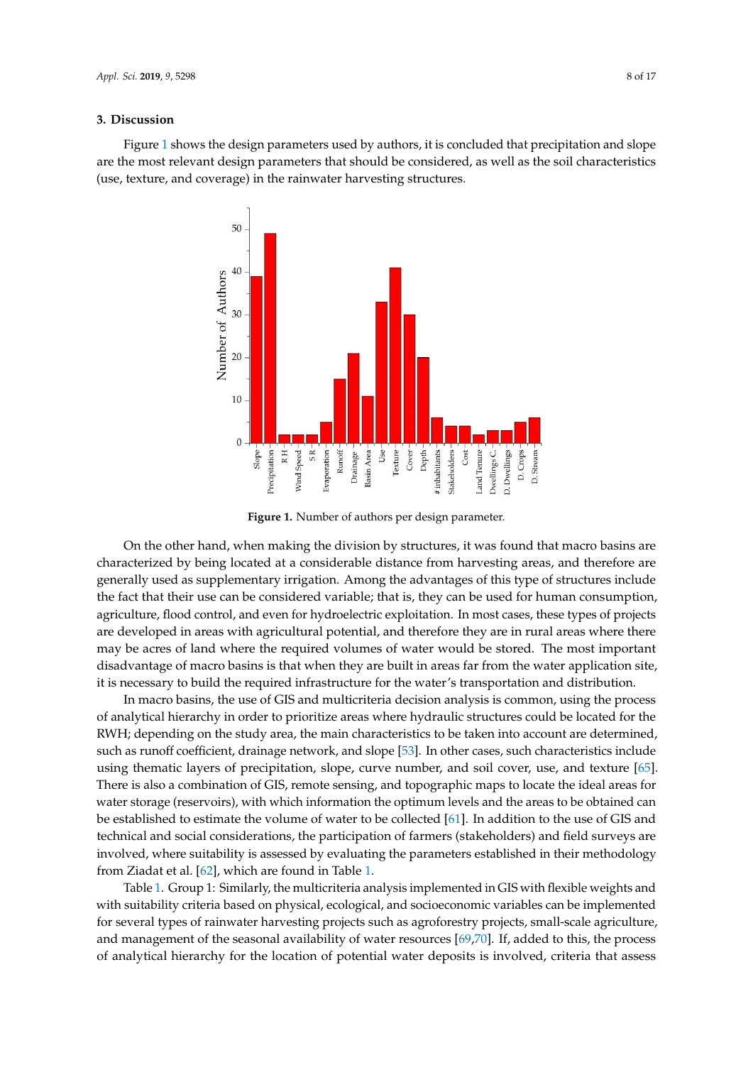## 3. Discussion

Figure 1 shows the design parameters used by authors, it is concluded that precipitation and slope are the most relevant design parameters that should be considered, as well as the soil characteristics (use, texture, and coverage) in the rainwater harvesting structures.

**Figure 1.** Number of authors per design parameter.

On the other hand, when making the division by structures, it was found that macro basins are characterized by being located at a considerable distance from harvesting areas, and therefore are generally used as supplementary irrigation. Among the advantages of this type of structures include the fact that their use can be considered variable; that is, they can be used for human consumption, agriculture, flood control, and even for hydroelectric exploitation. In most cases, these types of projects are developed in areas with agricultural potential, and therefore they are in rural areas where there may be acres of land where the required volumes of water would be stored. The most important disadvantage of macro basins is that when they are built in areas far from the water application site, it is necessary to build the required infrastructure for the water's transportation and distribution.

In macro basins, the use of GIS and multicriteria decision analysis is common, using the process of analytical hierarchy in order to prioritize areas where hydraulic structures could be located for the RWH; depending on the study area, the main characteristics to be taken into account are determined, such as runoff coefficient, drainage network, and slope [53]. In other cases, such characteristics include using thematic layers of precipitation, slope, curve number, and soil cover, use, and texture [65]. There is also a combination of GIS, remote sensing, and topographic maps to locate the ideal areas for water storage (reservoirs), with which information the optimum levels and the areas to be obtained can be established to estimate the volume of water to be collected [61]. In addition to the use of GIS and technical and social considerations, the participation of farmers (stakeholders) and field surveys are involved, where suitability is assessed by evaluating the parameters established in their methodology from Ziadat et al. [62], which are found in Table 1.

Table 1. Group 1: Similarly, the multicriteria analysis implemented in GIS with flexible weights and with suitability criteria based on physical, ecological, and socioeconomic variables can be implemented for several types of rainwater harvesting projects such as agroforestry projects, small-scale agriculture, and management of the seasonal availability of water resources [69,70]. If, added to this, the process of analytical hierarchy for the location of potential water deposits is involved, criteria that assess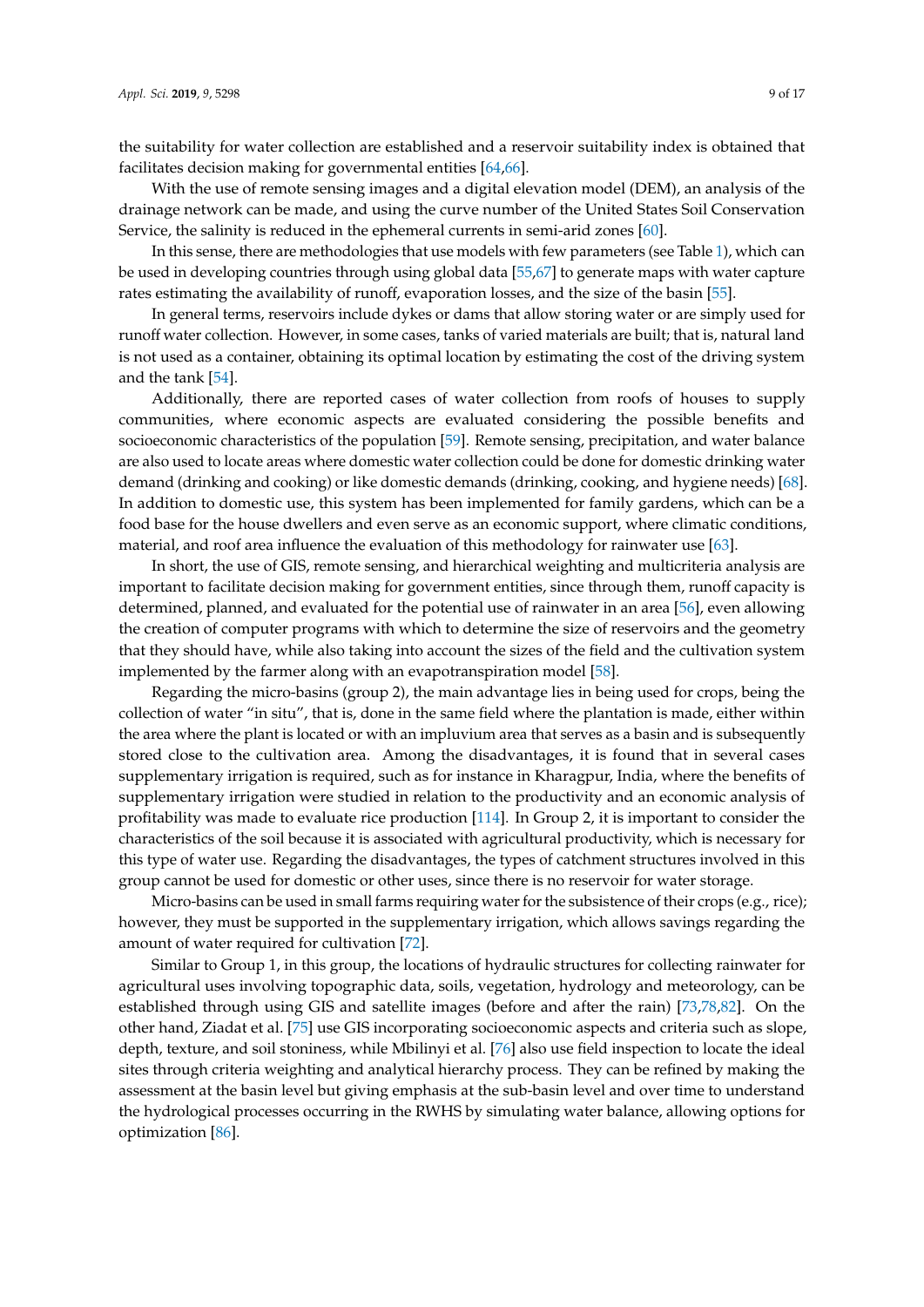the suitability for water collection are established and a reservoir suitability index is obtained that facilitates decision making for governmental entities [64,66].

With the use of remote sensing images and a digital elevation model (DEM), an analysis of the drainage network can be made, and using the curve number of the United States Soil Conservation Service, the salinity is reduced in the ephemeral currents in semi-arid zones [60].

In this sense, there are methodologies that use models with few parameters (see Table 1), which can be used in developing countries through using global data [55,67] to generate maps with water capture rates estimating the availability of runoff, evaporation losses, and the size of the basin [55].

In general terms, reservoirs include dykes or dams that allow storing water or are simply used for runoff water collection. However, in some cases, tanks of varied materials are built; that is, natural land is not used as a container, obtaining its optimal location by estimating the cost of the driving system and the tank [54].

Additionally, there are reported cases of water collection from roofs of houses to supply communities, where economic aspects are evaluated considering the possible benefits and socioeconomic characteristics of the population [59]. Remote sensing, precipitation, and water balance are also used to locate areas where domestic water collection could be done for domestic drinking water demand (drinking and cooking) or like domestic demands (drinking, cooking, and hygiene needs) [68]. In addition to domestic use, this system has been implemented for family gardens, which can be a food base for the house dwellers and even serve as an economic support, where climatic conditions, material, and roof area influence the evaluation of this methodology for rainwater use [63].

In short, the use of GIS, remote sensing, and hierarchical weighting and multicriteria analysis are important to facilitate decision making for government entities, since through them, runoff capacity is determined, planned, and evaluated for the potential use of rainwater in an area [56], even allowing the creation of computer programs with which to determine the size of reservoirs and the geometry that they should have, while also taking into account the sizes of the field and the cultivation system implemented by the farmer along with an evapotranspiration model [58].

Regarding the micro-basins (group 2), the main advantage lies in being used for crops, being the collection of water "in situ", that is, done in the same field where the plantation is made, either within the area where the plant is located or with an impluvium area that serves as a basin and is subsequently stored close to the cultivation area. Among the disadvantages, it is found that in several cases supplementary irrigation is required, such as for instance in Kharagpur, India, where the benefits of supplementary irrigation were studied in relation to the productivity and an economic analysis of profitability was made to evaluate rice production [114]. In Group 2, it is important to consider the characteristics of the soil because it is associated with agricultural productivity, which is necessary for this type of water use. Regarding the disadvantages, the types of catchment structures involved in this group cannot be used for domestic or other uses, since there is no reservoir for water storage.

Micro-basins can be used in small farms requiring water for the subsistence of their crops (e.g., rice); however, they must be supported in the supplementary irrigation, which allows savings regarding the amount of water required for cultivation [72].

Similar to Group 1, in this group, the locations of hydraulic structures for collecting rainwater for agricultural uses involving topographic data, soils, vegetation, hydrology and meteorology, can be established through using GIS and satellite images (before and after the rain) [73,78,82]. On the other hand, Ziadat et al. [75] use GIS incorporating socioeconomic aspects and criteria such as slope, depth, texture, and soil stoniness, while Mbilinyi et al. [76] also use field inspection to locate the ideal sites through criteria weighting and analytical hierarchy process. They can be refined by making the assessment at the basin level but giving emphasis at the sub-basin level and over time to understand the hydrological processes occurring in the RWHS by simulating water balance, allowing options for optimization [86].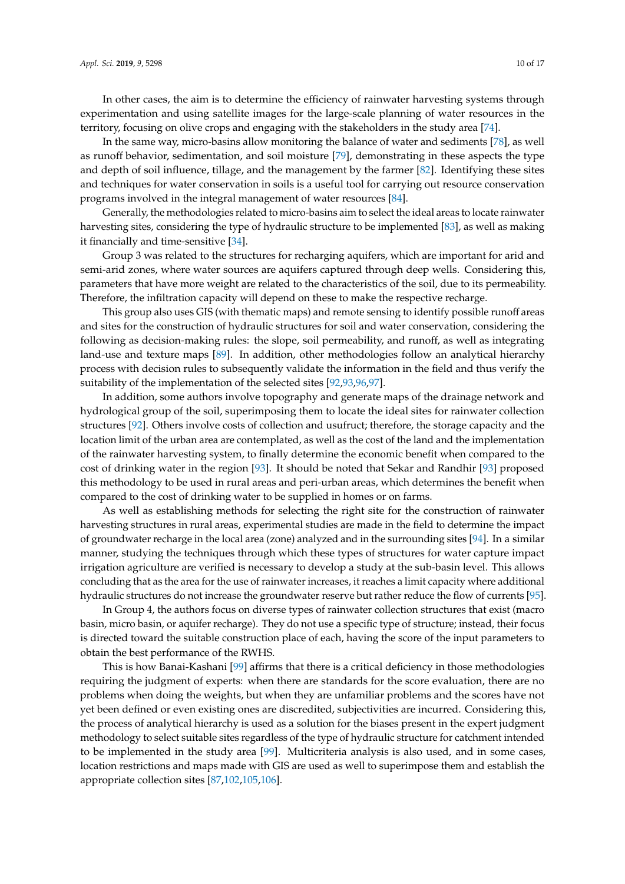In other cases, the aim is to determine the efficiency of rainwater harvesting systems through experimentation and using satellite images for the large-scale planning of water resources in the territory, focusing on olive crops and engaging with the stakeholders in the study area [74].

In the same way, micro-basins allow monitoring the balance of water and sediments [78], as well as runoff behavior, sedimentation, and soil moisture [79], demonstrating in these aspects the type and depth of soil influence, tillage, and the management by the farmer [82]. Identifying these sites and techniques for water conservation in soils is a useful tool for carrying out resource conservation programs involved in the integral management of water resources [84].

Generally, the methodologies related to micro-basins aim to select the ideal areas to locate rainwater harvesting sites, considering the type of hydraulic structure to be implemented [83], as well as making it financially and time-sensitive [34].

Group 3 was related to the structures for recharging aquifers, which are important for arid and semi-arid zones, where water sources are aquifers captured through deep wells. Considering this, parameters that have more weight are related to the characteristics of the soil, due to its permeability. Therefore, the infiltration capacity will depend on these to make the respective recharge.

This group also uses GIS (with thematic maps) and remote sensing to identify possible runoff areas and sites for the construction of hydraulic structures for soil and water conservation, considering the following as decision-making rules: the slope, soil permeability, and runoff, as well as integrating land-use and texture maps [89]. In addition, other methodologies follow an analytical hierarchy process with decision rules to subsequently validate the information in the field and thus verify the suitability of the implementation of the selected sites [92,93,96,97].

In addition, some authors involve topography and generate maps of the drainage network and hydrological group of the soil, superimposing them to locate the ideal sites for rainwater collection structures [92]. Others involve costs of collection and usufruct; therefore, the storage capacity and the location limit of the urban area are contemplated, as well as the cost of the land and the implementation of the rainwater harvesting system, to finally determine the economic benefit when compared to the cost of drinking water in the region [93]. It should be noted that Sekar and Randhir [93] proposed this methodology to be used in rural areas and peri-urban areas, which determines the benefit when compared to the cost of drinking water to be supplied in homes or on farms.

As well as establishing methods for selecting the right site for the construction of rainwater harvesting structures in rural areas, experimental studies are made in the field to determine the impact of groundwater recharge in the local area (zone) analyzed and in the surrounding sites [94]. In a similar manner, studying the techniques through which these types of structures for water capture impact irrigation agriculture are verified is necessary to develop a study at the sub-basin level. This allows concluding that as the area for the use of rainwater increases, it reaches a limit capacity where additional hydraulic structures do not increase the groundwater reserve but rather reduce the flow of currents [95].

In Group 4, the authors focus on diverse types of rainwater collection structures that exist (macro basin, micro basin, or aquifer recharge). They do not use a specific type of structure; instead, their focus is directed toward the suitable construction place of each, having the score of the input parameters to obtain the best performance of the RWHS.

This is how Banai-Kashani [99] affirms that there is a critical deficiency in those methodologies requiring the judgment of experts: when there are standards for the score evaluation, there are no problems when doing the weights, but when they are unfamiliar problems and the scores have not yet been defined or even existing ones are discredited, subjectivities are incurred. Considering this, the process of analytical hierarchy is used as a solution for the biases present in the expert judgment methodology to select suitable sites regardless of the type of hydraulic structure for catchment intended to be implemented in the study area [99]. Multicriteria analysis is also used, and in some cases, location restrictions and maps made with GIS are used as well to superimpose them and establish the appropriate collection sites [87,102,105,106].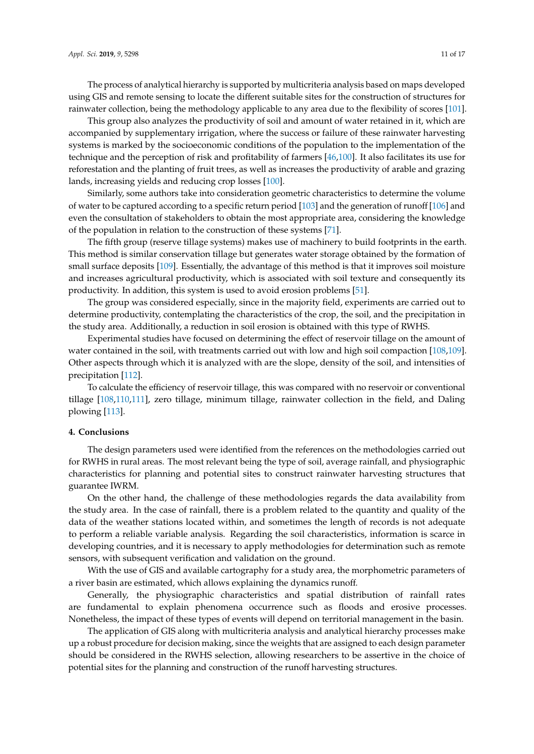The process of analytical hierarchy is supported by multicriteria analysis based on maps developed using GIS and remote sensing to locate the different suitable sites for the construction of structures for rainwater collection, being the methodology applicable to any area due to the flexibility of scores [101].

This group also analyzes the productivity of soil and amount of water retained in it, which are accompanied by supplementary irrigation, where the success or failure of these rainwater harvesting systems is marked by the socioeconomic conditions of the population to the implementation of the technique and the perception of risk and profitability of farmers [46,100]. It also facilitates its use for reforestation and the planting of fruit trees, as well as increases the productivity of arable and grazing lands, increasing yields and reducing crop losses [100].

Similarly, some authors take into consideration geometric characteristics to determine the volume of water to be captured according to a specific return period [103] and the generation of runoff [106] and even the consultation of stakeholders to obtain the most appropriate area, considering the knowledge of the population in relation to the construction of these systems [71].

The fifth group (reserve tillage systems) makes use of machinery to build footprints in the earth. This method is similar conservation tillage but generates water storage obtained by the formation of small surface deposits [109]. Essentially, the advantage of this method is that it improves soil moisture and increases agricultural productivity, which is associated with soil texture and consequently its productivity. In addition, this system is used to avoid erosion problems [51].

The group was considered especially, since in the majority field, experiments are carried out to determine productivity, contemplating the characteristics of the crop, the soil, and the precipitation in the study area. Additionally, a reduction in soil erosion is obtained with this type of RWHS.

Experimental studies have focused on determining the effect of reservoir tillage on the amount of water contained in the soil, with treatments carried out with low and high soil compaction [108,109]. Other aspects through which it is analyzed with are the slope, density of the soil, and intensities of precipitation [112].

To calculate the efficiency of reservoir tillage, this was compared with no reservoir or conventional tillage [108,110,111], zero tillage, minimum tillage, rainwater collection in the field, and Daling plowing [113].

## 4. Conclusions

The design parameters used were identified from the references on the methodologies carried out for RWHS in rural areas. The most relevant being the type of soil, average rainfall, and physiographic characteristics for planning and potential sites to construct rainwater harvesting structures that guarantee IWRM.

On the other hand, the challenge of these methodologies regards the data availability from the study area. In the case of rainfall, there is a problem related to the quantity and quality of the data of the weather stations located within, and sometimes the length of records is not adequate to perform a reliable variable analysis. Regarding the soil characteristics, information is scarce in developing countries, and it is necessary to apply methodologies for determination such as remote sensors, with subsequent verification and validation on the ground.

With the use of GIS and available cartography for a study area, the morphometric parameters of a river basin are estimated, which allows explaining the dynamics runoff.

Generally, the physiographic characteristics and spatial distribution of rainfall rates are fundamental to explain phenomena occurrence such as floods and erosive processes. Nonetheless, the impact of these types of events will depend on territorial management in the basin.

The application of GIS along with multicriteria analysis and analytical hierarchy processes make up a robust procedure for decision making, since the weights that are assigned to each design parameter should be considered in the RWHS selection, allowing researchers to be assertive in the choice of potential sites for the planning and construction of the runoff harvesting structures.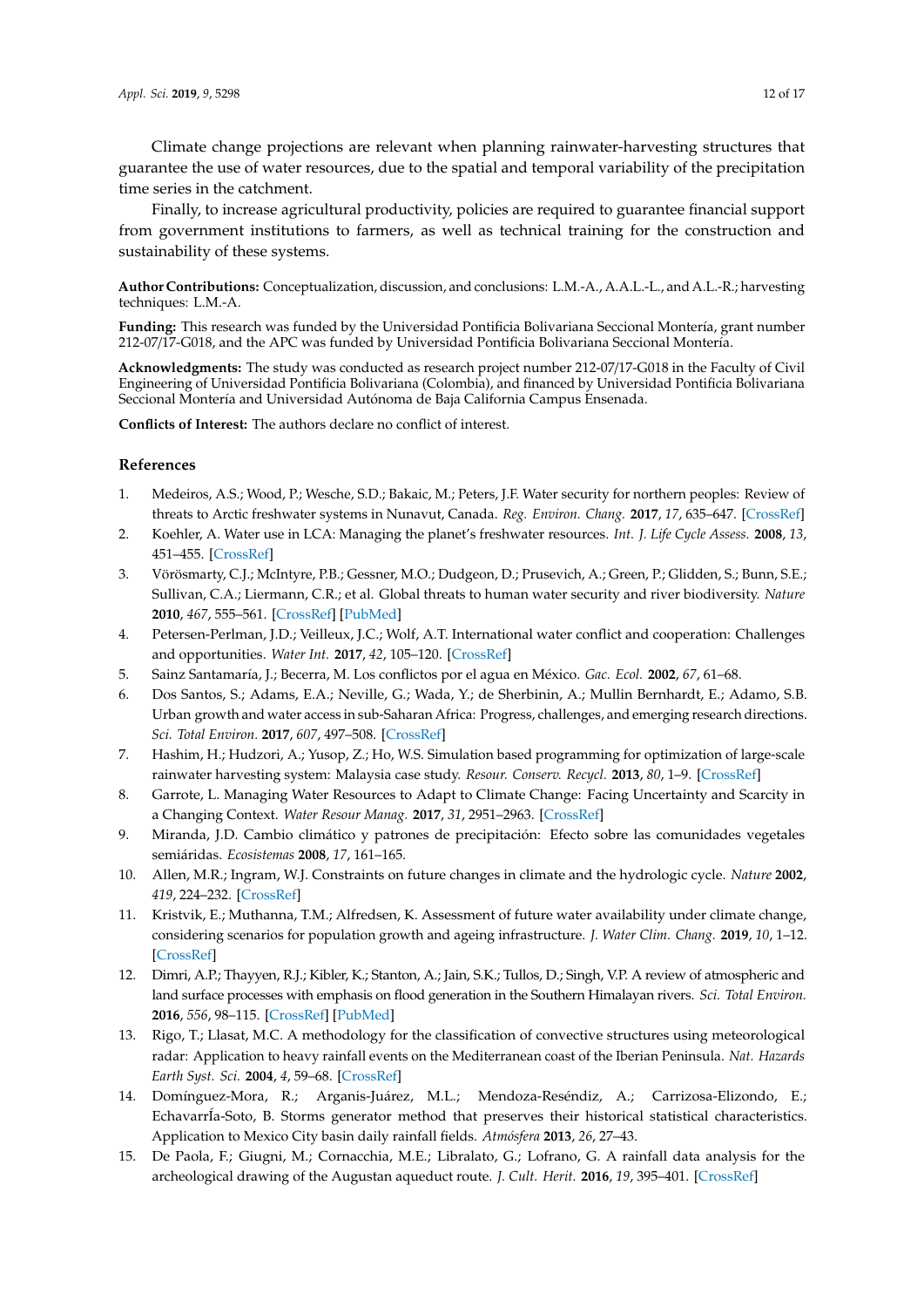Climate change projections are relevant when planning rainwater-harvesting structures that guarantee the use of water resources, due to the spatial and temporal variability of the precipitation time series in the catchment.

Finally, to increase agricultural productivity, policies are required to guarantee financial support from government institutions to farmers, as well as technical training for the construction and sustainability of these systems.

**Author Contributions:** Conceptualization, discussion, and conclusions: L.M.-A., A.A.L.-L., and A.L.-R.; harvesting techniques: L.M.-A.

**Funding:** This research was funded by the Universidad Pontificia Bolivariana Seccional Montería, grant number 212-07/17-G018, and the APC was funded by Universidad Pontificia Bolivariana Seccional Montería.

**Acknowledgments:** The study was conducted as research project number 212-07/17-G018 in the Faculty of Civil Engineering of Universidad Pontificia Bolivariana (Colombia), and financed by Universidad Pontificia Bolivariana Seccional Montería and Universidad Autónoma de Baja California Campus Ensenada.

**Conflicts of Interest:** The authors declare no conflict of interest.

## References

1. Medeiros, A.S.; Wood, P.; Wesche, S.D.; Bakaic, M.; Peters, J.F. Water security for northern peoples: Review of threats to Arctic freshwater systems in Nunavut, Canada. *Reg. Environ. Chang.* **2017**, *17*, 635–647. [CrossRef]
2. Koehler, A. Water use in LCA: Managing the planet's freshwater resources. *Int. J. Life Cycle Assess.* **2008**, *13*, 451–455. [CrossRef]
3. Vörösmarty, C.J.; McIntyre, P.B.; Gessner, M.O.; Dudgeon, D.; Prusevich, A.; Green, P.; Glidden, S.; Bunn, S.E.; Sullivan, C.A.; Liermann, C.R.; et al. Global threats to human water security and river biodiversity. *Nature* **2010**, *467*, 555–561. [CrossRef] [PubMed]
4. Petersen-Perlman, J.D.; Veilleux, J.C.; Wolf, A.T. International water conflict and cooperation: Challenges and opportunities. *Water Int.* **2017**, *42*, 105–120. [CrossRef]
5. Sainz Santamaría, J.; Becerra, M. Los conflictos por el agua en México. *Gac. Ecol.* **2002**, *67*, 61–68.
6. Dos Santos, S.; Adams, E.A.; Neville, G.; Wada, Y.; de Sherbinin, A.; Mullin Bernhardt, E.; Adamo, S.B. Urban growth and water access in sub-Saharan Africa: Progress, challenges, and emerging research directions. *Sci. Total Environ.* **2017**, *607*, 497–508. [CrossRef]
7. Hashim, H.; Hudzori, A.; Yusop, Z.; Ho, W.S. Simulation based programming for optimization of large-scale rainwater harvesting system: Malaysia case study. *Resour. Conserv. Recycl.* **2013**, *80*, 1–9. [CrossRef]
8. Garrote, L. Managing Water Resources to Adapt to Climate Change: Facing Uncertainty and Scarcity in a Changing Context. *Water Resour Manag.* **2017**, *31*, 2951–2963. [CrossRef]
9. Miranda, J.D. Cambio climático y patrones de precipitación: Efecto sobre las comunidades vegetales semiáridas. *Ecosistemas* **2008**, *17*, 161–165.
10. Allen, M.R.; Ingram, W.J. Constraints on future changes in climate and the hydrologic cycle. *Nature* **2002**, *419*, 224–232. [CrossRef]
11. Kristvik, E.; Muthanna, T.M.; Alfredsen, K. Assessment of future water availability under climate change, considering scenarios for population growth and ageing infrastructure. *J. Water Clim. Chang.* **2019**, *10*, 1–12. [CrossRef]
12. Dimri, A.P.; Thayyen, R.J.; Kibler, K.; Stanton, A.; Jain, S.K.; Tullos, D.; Singh, V.P. A review of atmospheric and land surface processes with emphasis on flood generation in the Southern Himalayan rivers. *Sci. Total Environ.* **2016**, *556*, 98–115. [CrossRef] [PubMed]
13. Rigo, T.; Llasat, M.C. A methodology for the classification of convective structures using meteorological radar: Application to heavy rainfall events on the Mediterranean coast of the Iberian Peninsula. *Nat. Hazards Earth Syst. Sci.* **2004**, *4*, 59–68. [CrossRef]
14. Domínguez-Mora, R.; Arganis-Juárez, M.L.; Mendoza-Reséndiz, A.; Carrizosa-Elizondo, E.; EchavarrÍa-Soto, B. Storms generator method that preserves their historical statistical characteristics. Application to Mexico City basin daily rainfall fields. *Atmósfera* **2013**, *26*, 27–43.
15. De Paola, F.; Giugni, M.; Cornacchia, M.E.; Libralato, G.; Lofrano, G. A rainfall data analysis for the archeological drawing of the Augustan aqueduct route. *J. Cult. Herit.* **2016**, *19*, 395–401. [CrossRef]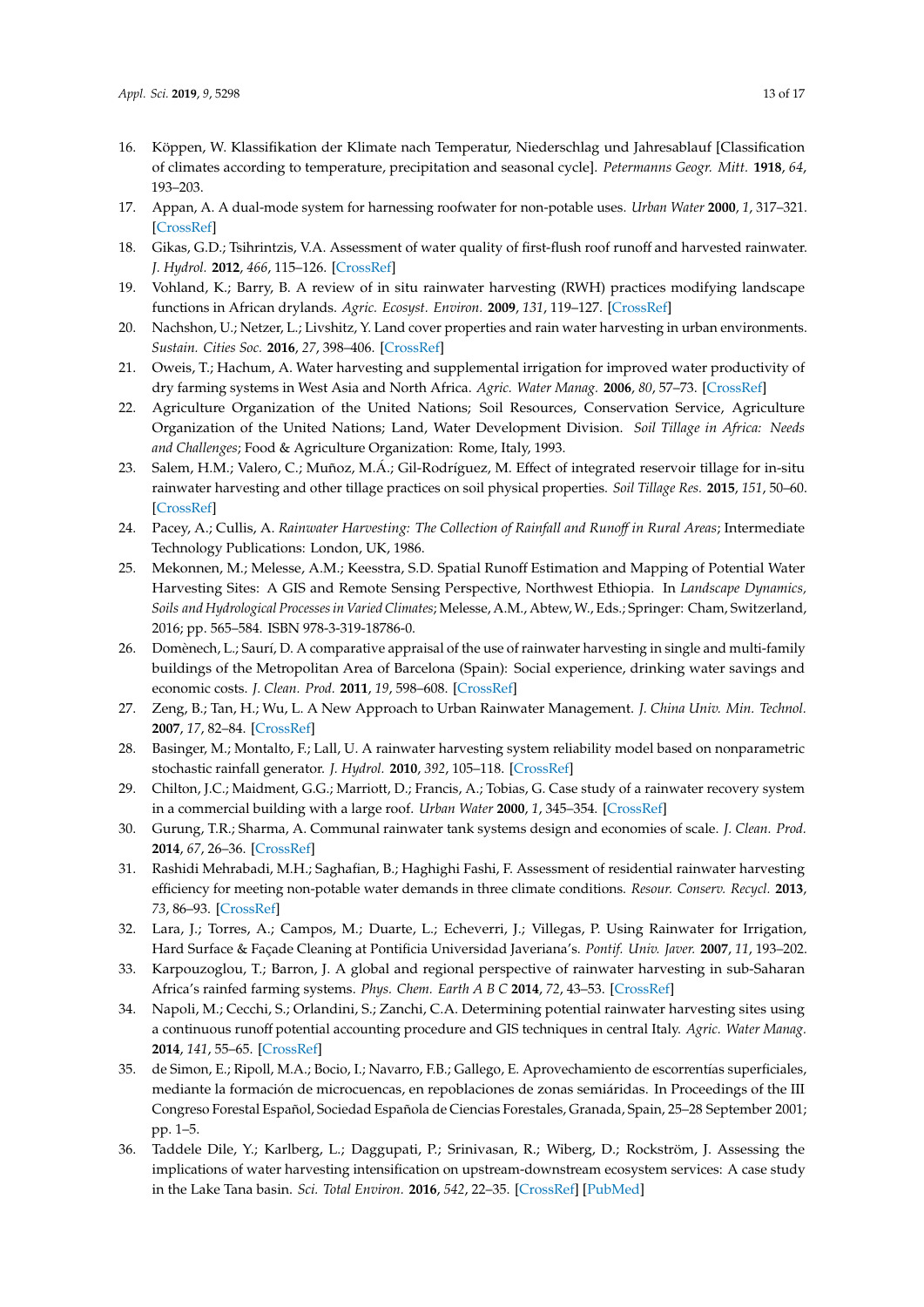16. Köppen, W. Klassifikation der Klimate nach Temperatur, Niederschlag und Jahresablauf [Classification of climates according to temperature, precipitation and seasonal cycle]. *Petermanns Geogr. Mitt.* **1918**, *64*, 193–203.
17. Appan, A. A dual-mode system for harnessing roofwater for non-potable uses. *Urban Water* **2000**, *1*, 317–321. [CrossRef]
18. Gikas, G.D.; Tsihrintzis, V.A. Assessment of water quality of first-flush roof runoff and harvested rainwater. *J. Hydrol.* **2012**, *466*, 115–126. [CrossRef]
19. Vohland, K.; Barry, B. A review of in situ rainwater harvesting (RWH) practices modifying landscape functions in African drylands. *Agric. Ecosyst. Environ.* **2009**, *131*, 119–127. [CrossRef]
20. Nachshon, U.; Netzer, L.; Livshitz, Y. Land cover properties and rain water harvesting in urban environments. *Sustain. Cities Soc.* **2016**, *27*, 398–406. [CrossRef]
21. Oweis, T.; Hachum, A. Water harvesting and supplemental irrigation for improved water productivity of dry farming systems in West Asia and North Africa. *Agric. Water Manag.* **2006**, *80*, 57–73. [CrossRef]
22. Agriculture Organization of the United Nations; Soil Resources, Conservation Service, Agriculture Organization of the United Nations; Land, Water Development Division. *Soil Tillage in Africa: Needs and Challenges*; Food & Agriculture Organization: Rome, Italy, 1993.
23. Salem, H.M.; Valero, C.; Muñoz, M.Á.; Gil-Rodríguez, M. Effect of integrated reservoir tillage for in-situ rainwater harvesting and other tillage practices on soil physical properties. *Soil Tillage Res.* **2015**, *151*, 50–60. [CrossRef]
24. Pacey, A.; Cullis, A. *Rainwater Harvesting: The Collection of Rainfall and Runoff in Rural Areas*; Intermediate Technology Publications: London, UK, 1986.
25. Mekonnen, M.; Melesse, A.M.; Keesstra, S.D. Spatial Runoff Estimation and Mapping of Potential Water Harvesting Sites: A GIS and Remote Sensing Perspective, Northwest Ethiopia. In *Landscape Dynamics, Soils and Hydrological Processes in Varied Climates*; Melesse, A.M., Abtew, W., Eds.; Springer: Cham, Switzerland, 2016; pp. 565–584. ISBN 978-3-319-18786-0.
26. Domènech, L.; Saurí, D. A comparative appraisal of the use of rainwater harvesting in single and multi-family buildings of the Metropolitan Area of Barcelona (Spain): Social experience, drinking water savings and economic costs. *J. Clean. Prod.* **2011**, *19*, 598–608. [CrossRef]
27. Zeng, B.; Tan, H.; Wu, L. A New Approach to Urban Rainwater Management. *J. China Univ. Min. Technol.* **2007**, *17*, 82–84. [CrossRef]
28. Basinger, M.; Montalto, F.; Lall, U. A rainwater harvesting system reliability model based on nonparametric stochastic rainfall generator. *J. Hydrol.* **2010**, *392*, 105–118. [CrossRef]
29. Chilton, J.C.; Maidment, G.G.; Marriott, D.; Francis, A.; Tobias, G. Case study of a rainwater recovery system in a commercial building with a large roof. *Urban Water* **2000**, *1*, 345–354. [CrossRef]
30. Gurung, T.R.; Sharma, A. Communal rainwater tank systems design and economies of scale. *J. Clean. Prod.* **2014**, *67*, 26–36. [CrossRef]
31. Rashidi Mehrabadi, M.H.; Saghafian, B.; Haghighi Fashi, F. Assessment of residential rainwater harvesting efficiency for meeting non-potable water demands in three climate conditions. *Resour. Conserv. Recycl.* **2013**, *73*, 86–93. [CrossRef]
32. Lara, J.; Torres, A.; Campos, M.; Duarte, L.; Echeverri, J.; Villegas, P. Using Rainwater for Irrigation, Hard Surface & Façade Cleaning at Pontificia Universidad Javeriana's. *Pontif. Univ. Javer.* **2007**, *11*, 193–202.
33. Karpouzoglou, T.; Barron, J. A global and regional perspective of rainwater harvesting in sub-Saharan Africa's rainfed farming systems. *Phys. Chem. Earth A B C* **2014**, *72*, 43–53. [CrossRef]
34. Napoli, M.; Cecchi, S.; Orlandini, S.; Zanchi, C.A. Determining potential rainwater harvesting sites using a continuous runoff potential accounting procedure and GIS techniques in central Italy. *Agric. Water Manag.* **2014**, *141*, 55–65. [CrossRef]
35. de Simon, E.; Ripoll, M.A.; Bocio, I.; Navarro, F.B.; Gallego, E. Aprovechamiento de escorrentías superficiales, mediante la formación de microcuencas, en repoblaciones de zonas semiáridas. In Proceedings of the III Congreso Forestal Español, Sociedad Española de Ciencias Forestales, Granada, Spain, 25–28 September 2001; pp. 1–5.
36. Taddele Dile, Y.; Karlberg, L.; Daggupati, P.; Srinivasan, R.; Wiberg, D.; Rockström, J. Assessing the implications of water harvesting intensification on upstream-downstream ecosystem services: A case study in the Lake Tana basin. *Sci. Total Environ.* **2016**, *542*, 22–35. [CrossRef] [PubMed]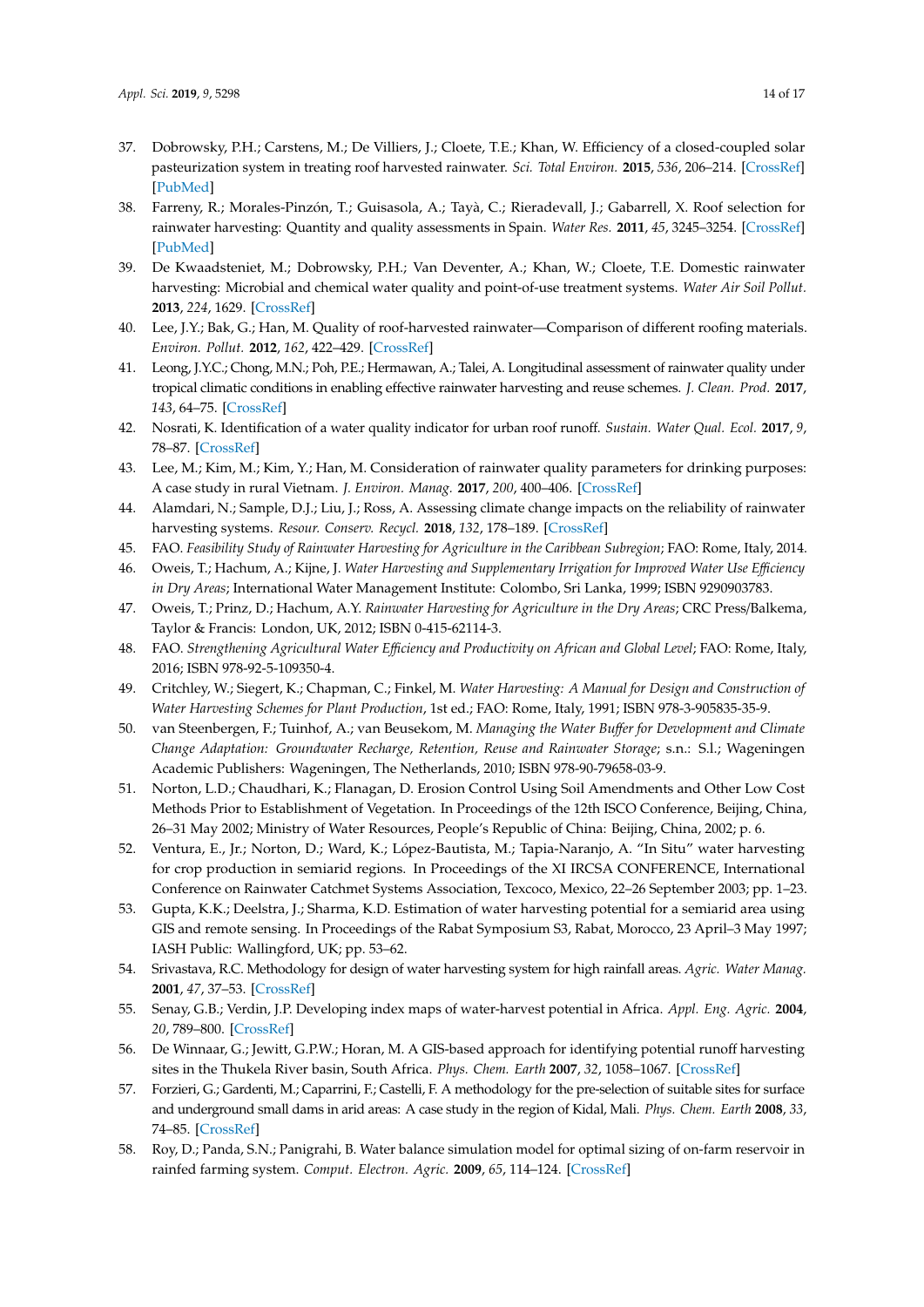37. Dobrowsky, P.H.; Carstens, M.; De Villiers, J.; Cloete, T.E.; Khan, W. Efficiency of a closed-coupled solar pasteurization system in treating roof harvested rainwater. *Sci. Total Environ.* **2015**, *536*, 206–214. [CrossRef] [PubMed]
38. Farreny, R.; Morales-Pinzón, T.; Guisasola, A.; Tayà, C.; Rieradevall, J.; Gabarrell, X. Roof selection for rainwater harvesting: Quantity and quality assessments in Spain. *Water Res.* **2011**, *45*, 3245–3254. [CrossRef] [PubMed]
39. De Kwaadsteniet, M.; Dobrowsky, P.H.; Van Deventer, A.; Khan, W.; Cloete, T.E. Domestic rainwater harvesting: Microbial and chemical water quality and point-of-use treatment systems. *Water Air Soil Pollut.* **2013**, *224*, 1629. [CrossRef]
40. Lee, J.Y.; Bak, G.; Han, M. Quality of roof-harvested rainwater—Comparison of different roofing materials. *Environ. Pollut.* **2012**, *162*, 422–429. [CrossRef]
41. Leong, J.Y.C.; Chong, M.N.; Poh, P.E.; Hermawan, A.; Talei, A. Longitudinal assessment of rainwater quality under tropical climatic conditions in enabling effective rainwater harvesting and reuse schemes. *J. Clean. Prod.* **2017**, *143*, 64–75. [CrossRef]
42. Nosrati, K. Identification of a water quality indicator for urban roof runoff. *Sustain. Water Qual. Ecol.* **2017**, *9*, 78–87. [CrossRef]
43. Lee, M.; Kim, M.; Kim, Y.; Han, M. Consideration of rainwater quality parameters for drinking purposes: A case study in rural Vietnam. *J. Environ. Manag.* **2017**, *200*, 400–406. [CrossRef]
44. Alamdari, N.; Sample, D.J.; Liu, J.; Ross, A. Assessing climate change impacts on the reliability of rainwater harvesting systems. *Resour. Conserv. Recycl.* **2018**, *132*, 178–189. [CrossRef]
45. FAO. *Feasibility Study of Rainwater Harvesting for Agriculture in the Caribbean Subregion*; FAO: Rome, Italy, 2014.
46. Oweis, T.; Hachum, A.; Kijne, J. *Water Harvesting and Supplementary Irrigation for Improved Water Use Efficiency in Dry Areas*; International Water Management Institute: Colombo, Sri Lanka, 1999; ISBN 9290903783.
47. Oweis, T.; Prinz, D.; Hachum, A.Y. *Rainwater Harvesting for Agriculture in the Dry Areas*; CRC Press/Balkema, Taylor & Francis: London, UK, 2012; ISBN 0-415-62114-3.
48. FAO. *Strengthening Agricultural Water Efficiency and Productivity on African and Global Level*; FAO: Rome, Italy, 2016; ISBN 978-92-5-109350-4.
49. Critchley, W.; Siegert, K.; Chapman, C.; Finkel, M. *Water Harvesting: A Manual for Design and Construction of Water Harvesting Schemes for Plant Production*, 1st ed.; FAO: Rome, Italy, 1991; ISBN 978-3-905835-35-9.
50. van Steenbergen, F.; Tuinhof, A.; van Beusekom, M. *Managing the Water Buffer for Development and Climate Change Adaptation: Groundwater Recharge, Retention, Reuse and Rainwater Storage*; s.n.: S.l.; Wageningen Academic Publishers: Wageningen, The Netherlands, 2010; ISBN 978-90-79658-03-9.
51. Norton, L.D.; Chaudhari, K.; Flanagan, D. Erosion Control Using Soil Amendments and Other Low Cost Methods Prior to Establishment of Vegetation. In Proceedings of the 12th ISCO Conference, Beijing, China, 26–31 May 2002; Ministry of Water Resources, People's Republic of China: Beijing, China, 2002; p. 6.
52. Ventura, E., Jr.; Norton, D.; Ward, K.; López-Bautista, M.; Tapia-Naranjo, A. "In Situ" water harvesting for crop production in semiarid regions. In Proceedings of the XI IRCSA CONFERENCE, International Conference on Rainwater Catchmet Systems Association, Texcoco, Mexico, 22–26 September 2003; pp. 1–23.
53. Gupta, K.K.; Deelstra, J.; Sharma, K.D. Estimation of water harvesting potential for a semiarid area using GIS and remote sensing. In Proceedings of the Rabat Symposium S3, Rabat, Morocco, 23 April–3 May 1997; IASH Public: Wallingford, UK; pp. 53–62.
54. Srivastava, R.C. Methodology for design of water harvesting system for high rainfall areas. *Agric. Water Manag.* **2001**, *47*, 37–53. [CrossRef]
55. Senay, G.B.; Verdin, J.P. Developing index maps of water-harvest potential in Africa. *Appl. Eng. Agric.* **2004**, *20*, 789–800. [CrossRef]
56. De Winnaar, G.; Jewitt, G.P.W.; Horan, M. A GIS-based approach for identifying potential runoff harvesting sites in the Thukela River basin, South Africa. *Phys. Chem. Earth* **2007**, *32*, 1058–1067. [CrossRef]
57. Forzieri, G.; Gardenti, M.; Caparrini, F.; Castelli, F. A methodology for the pre-selection of suitable sites for surface and underground small dams in arid areas: A case study in the region of Kidal, Mali. *Phys. Chem. Earth* **2008**, *33*, 74–85. [CrossRef]
58. Roy, D.; Panda, S.N.; Panigrahi, B. Water balance simulation model for optimal sizing of on-farm reservoir in rainfed farming system. *Comput. Electron. Agric.* **2009**, *65*, 114–124. [CrossRef]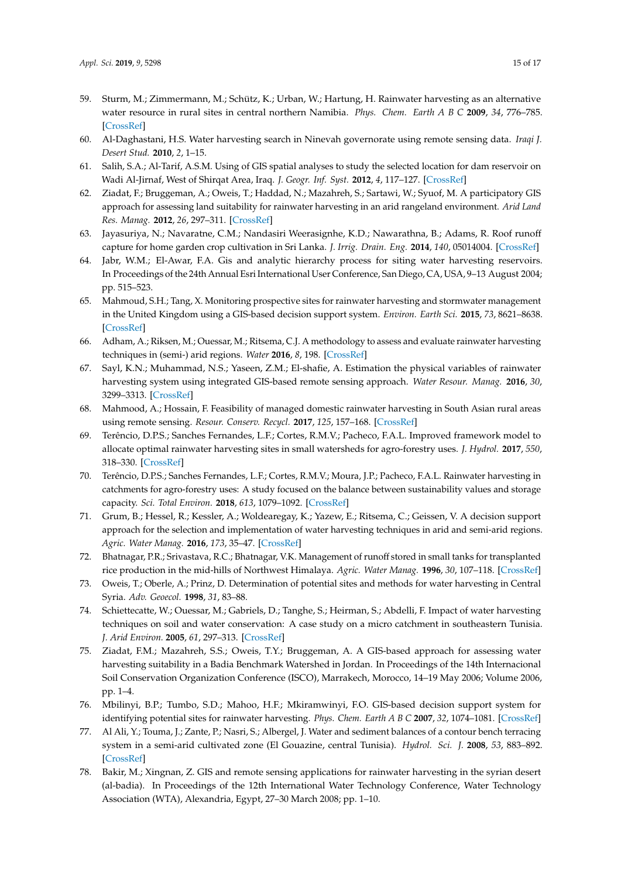59. Sturm, M.; Zimmermann, M.; Schütz, K.; Urban, W.; Hartung, H. Rainwater harvesting as an alternative water resource in rural sites in central northern Namibia. *Phys. Chem. Earth A B C* **2009**, *34*, 776–785. [CrossRef]
60. Al-Daghastani, H.S. Water harvesting search in Ninevah governorate using remote sensing data. *Iraqi J. Desert Stud.* **2010**, *2*, 1–15.
61. Salih, S.A.; Al-Tarif, A.S.M. Using of GIS spatial analyses to study the selected location for dam reservoir on Wadi Al-Jirnaf, West of Shirqat Area, Iraq. *J. Geogr. Inf. Syst.* **2012**, *4*, 117–127. [CrossRef]
62. Ziadat, F.; Bruggeman, A.; Oweis, T.; Haddad, N.; Mazahreh, S.; Sartawi, W.; Syuof, M. A participatory GIS approach for assessing land suitability for rainwater harvesting in an arid rangeland environment. *Arid Land Res. Manag.* **2012**, *26*, 297–311. [CrossRef]
63. Jayasuriya, N.; Navaratne, C.M.; Nandasiri Weerasignhe, K.D.; Nawarathna, B.; Adams, R. Roof runoff capture for home garden crop cultivation in Sri Lanka. *J. Irrig. Drain. Eng.* **2014**, *140*, 05014004. [CrossRef]
64. Jabr, W.M.; El-Awar, F.A. Gis and analytic hierarchy process for siting water harvesting reservoirs. In Proceedings of the 24th Annual Esri International User Conference, San Diego, CA, USA, 9–13 August 2004; pp. 515–523.
65. Mahmoud, S.H.; Tang, X. Monitoring prospective sites for rainwater harvesting and stormwater management in the United Kingdom using a GIS-based decision support system. *Environ. Earth Sci.* **2015**, *73*, 8621–8638. [CrossRef]
66. Adham, A.; Riksen, M.; Ouessar, M.; Ritsema, C.J. A methodology to assess and evaluate rainwater harvesting techniques in (semi-) arid regions. *Water* **2016**, *8*, 198. [CrossRef]
67. Sayl, K.N.; Muhammad, N.S.; Yaseen, Z.M.; El-shafie, A. Estimation the physical variables of rainwater harvesting system using integrated GIS-based remote sensing approach. *Water Resour. Manag.* **2016**, *30*, 3299–3313. [CrossRef]
68. Mahmood, A.; Hossain, F. Feasibility of managed domestic rainwater harvesting in South Asian rural areas using remote sensing. *Resour. Conserv. Recycl.* **2017**, *125*, 157–168. [CrossRef]
69. Terêncio, D.P.S.; Sanches Fernandes, L.F.; Cortes, R.M.V.; Pacheco, F.A.L. Improved framework model to allocate optimal rainwater harvesting sites in small watersheds for agro-forestry uses. *J. Hydrol.* **2017**, *550*, 318–330. [CrossRef]
70. Terêncio, D.P.S.; Sanches Fernandes, L.F.; Cortes, R.M.V.; Moura, J.P.; Pacheco, F.A.L. Rainwater harvesting in catchments for agro-forestry uses: A study focused on the balance between sustainability values and storage capacity. *Sci. Total Environ.* **2018**, *613*, 1079–1092. [CrossRef]
71. Grum, B.; Hessel, R.; Kessler, A.; Woldearegay, K.; Yazew, E.; Ritsema, C.; Geissen, V. A decision support approach for the selection and implementation of water harvesting techniques in arid and semi-arid regions. *Agric. Water Manag.* **2016**, *173*, 35–47. [CrossRef]
72. Bhatnagar, P.R.; Srivastava, R.C.; Bhatnagar, V.K. Management of runoff stored in small tanks for transplanted rice production in the mid-hills of Northwest Himalaya. *Agric. Water Manag.* **1996**, *30*, 107–118. [CrossRef]
73. Oweis, T.; Oberle, A.; Prinz, D. Determination of potential sites and methods for water harvesting in Central Syria. *Adv. Geoecol.* **1998**, *31*, 83–88.
74. Schiettecatte, W.; Ouessar, M.; Gabriels, D.; Tanghe, S.; Heirman, S.; Abdelli, F. Impact of water harvesting techniques on soil and water conservation: A case study on a micro catchment in southeastern Tunisia. *J. Arid Environ.* **2005**, *61*, 297–313. [CrossRef]
75. Ziadat, F.M.; Mazahreh, S.S.; Oweis, T.Y.; Bruggeman, A. A GIS-based approach for assessing water harvesting suitability in a Badia Benchmark Watershed in Jordan. In Proceedings of the 14th Internacional Soil Conservation Organization Conference (ISCO), Marrakech, Morocco, 14–19 May 2006; Volume 2006, pp. 1–4.
76. Mbilinyi, B.P.; Tumbo, S.D.; Mahoo, H.F.; Mkiramwinyi, F.O. GIS-based decision support system for identifying potential sites for rainwater harvesting. *Phys. Chem. Earth A B C* **2007**, *32*, 1074–1081. [CrossRef]
77. Al Ali, Y.; Touma, J.; Zante, P.; Nasri, S.; Albergel, J. Water and sediment balances of a contour bench terracing system in a semi-arid cultivated zone (El Gouazine, central Tunisia). *Hydrol. Sci. J.* **2008**, *53*, 883–892. [CrossRef]
78. Bakir, M.; Xingnan, Z. GIS and remote sensing applications for rainwater harvesting in the syrian desert (al-badia). In Proceedings of the 12th International Water Technology Conference, Water Technology Association (WTA), Alexandria, Egypt, 27–30 March 2008; pp. 1–10.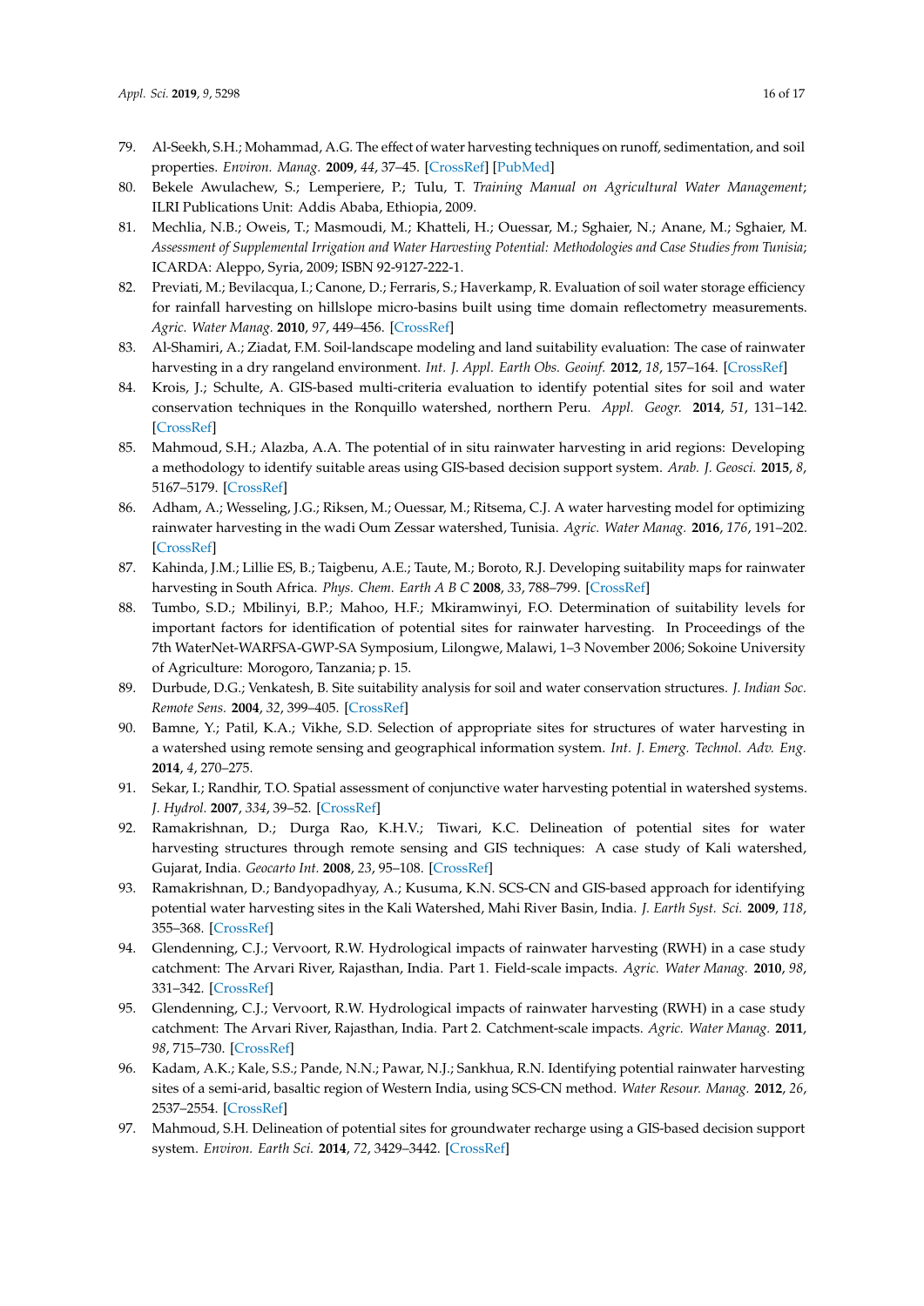79. Al-Seekh, S.H.; Mohammad, A.G. The effect of water harvesting techniques on runoff, sedimentation, and soil properties. *Environ. Manag.* **2009**, *44*, 37–45. [CrossRef] [PubMed]
80. Bekele Awulachew, S.; Lemperiere, P.; Tulu, T. *Training Manual on Agricultural Water Management*; ILRI Publications Unit: Addis Ababa, Ethiopia, 2009.
81. Mechlia, N.B.; Oweis, T.; Masmoudi, M.; Khatteli, H.; Ouessar, M.; Sghaier, N.; Anane, M.; Sghaier, M. *Assessment of Supplemental Irrigation and Water Harvesting Potential: Methodologies and Case Studies from Tunisia*; ICARDA: Aleppo, Syria, 2009; ISBN 92-9127-222-1.
82. Previati, M.; Bevilacqua, I.; Canone, D.; Ferraris, S.; Haverkamp, R. Evaluation of soil water storage efficiency for rainfall harvesting on hillslope micro-basins built using time domain reflectometry measurements. *Agric. Water Manag.* **2010**, *97*, 449–456. [CrossRef]
83. Al-Shamiri, A.; Ziadat, F.M. Soil-landscape modeling and land suitability evaluation: The case of rainwater harvesting in a dry rangeland environment. *Int. J. Appl. Earth Obs. Geoinf.* **2012**, *18*, 157–164. [CrossRef]
84. Krois, J.; Schulte, A. GIS-based multi-criteria evaluation to identify potential sites for soil and water conservation techniques in the Ronquillo watershed, northern Peru. *Appl. Geogr.* **2014**, *51*, 131–142. [CrossRef]
85. Mahmoud, S.H.; Alazba, A.A. The potential of in situ rainwater harvesting in arid regions: Developing a methodology to identify suitable areas using GIS-based decision support system. *Arab. J. Geosci.* **2015**, *8*, 5167–5179. [CrossRef]
86. Adham, A.; Wesseling, J.G.; Riksen, M.; Ouessar, M.; Ritsema, C.J. A water harvesting model for optimizing rainwater harvesting in the wadi Oum Zessar watershed, Tunisia. *Agric. Water Manag.* **2016**, *176*, 191–202. [CrossRef]
87. Kahinda, J.M.; Lillie ES, B.; Taigbenu, A.E.; Taute, M.; Boroto, R.J. Developing suitability maps for rainwater harvesting in South Africa. *Phys. Chem. Earth A B C* **2008**, *33*, 788–799. [CrossRef]
88. Tumbo, S.D.; Mbilinyi, B.P.; Mahoo, H.F.; Mkiramwinyi, F.O. Determination of suitability levels for important factors for identification of potential sites for rainwater harvesting. In Proceedings of the 7th WaterNet-WARFSA-GWP-SA Symposium, Lilongwe, Malawi, 1–3 November 2006; Sokoine University of Agriculture: Morogoro, Tanzania; p. 15.
89. Durbude, D.G.; Venkatesh, B. Site suitability analysis for soil and water conservation structures. *J. Indian Soc. Remote Sens.* **2004**, *32*, 399–405. [CrossRef]
90. Bamne, Y.; Patil, K.A.; Vikhe, S.D. Selection of appropriate sites for structures of water harvesting in a watershed using remote sensing and geographical information system. *Int. J. Emerg. Technol. Adv. Eng.* **2014**, *4*, 270–275.
91. Sekar, I.; Randhir, T.O. Spatial assessment of conjunctive water harvesting potential in watershed systems. *J. Hydrol.* **2007**, *334*, 39–52. [CrossRef]
92. Ramakrishnan, D.; Durga Rao, K.H.V.; Tiwari, K.C. Delineation of potential sites for water harvesting structures through remote sensing and GIS techniques: A case study of Kali watershed, Gujarat, India. *Geocarto Int.* **2008**, *23*, 95–108. [CrossRef]
93. Ramakrishnan, D.; Bandyopadhyay, A.; Kusuma, K.N. SCS-CN and GIS-based approach for identifying potential water harvesting sites in the Kali Watershed, Mahi River Basin, India. *J. Earth Syst. Sci.* **2009**, *118*, 355–368. [CrossRef]
94. Glendenning, C.J.; Vervoort, R.W. Hydrological impacts of rainwater harvesting (RWH) in a case study catchment: The Arvari River, Rajasthan, India. Part 1. Field-scale impacts. *Agric. Water Manag.* **2010**, *98*, 331–342. [CrossRef]
95. Glendenning, C.J.; Vervoort, R.W. Hydrological impacts of rainwater harvesting (RWH) in a case study catchment: The Arvari River, Rajasthan, India. Part 2. Catchment-scale impacts. *Agric. Water Manag.* **2011**, *98*, 715–730. [CrossRef]
96. Kadam, A.K.; Kale, S.S.; Pande, N.N.; Pawar, N.J.; Sankhua, R.N. Identifying potential rainwater harvesting sites of a semi-arid, basaltic region of Western India, using SCS-CN method. *Water Resour. Manag.* **2012**, *26*, 2537–2554. [CrossRef]
97. Mahmoud, S.H. Delineation of potential sites for groundwater recharge using a GIS-based decision support system. *Environ. Earth Sci.* **2014**, *72*, 3429–3442. [CrossRef]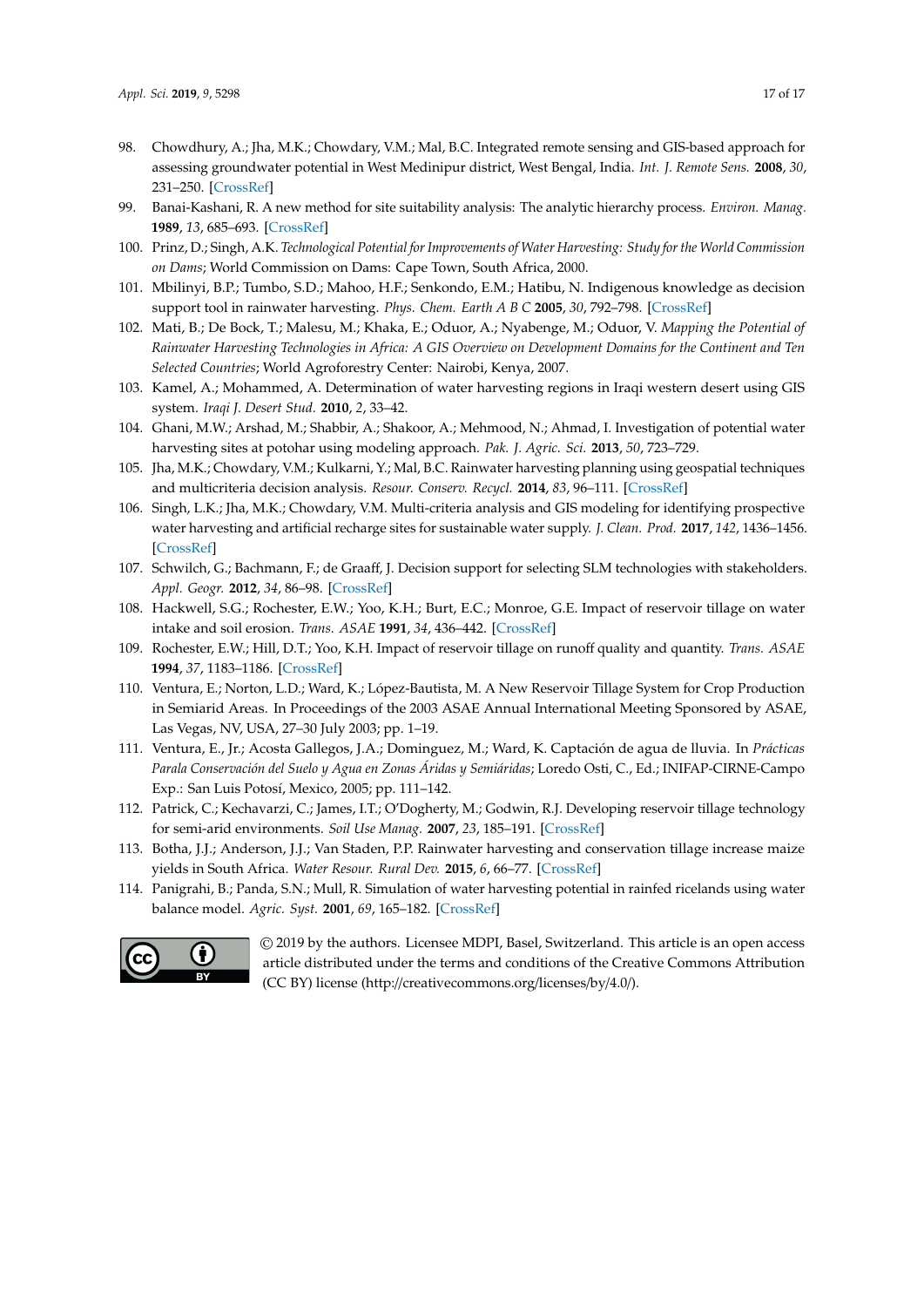98. Chowdhury, A.; Jha, M.K.; Chowdary, V.M.; Mal, B.C. Integrated remote sensing and GIS-based approach for assessing groundwater potential in West Medinipur district, West Bengal, India. *Int. J. Remote Sens.* **2008**, *30*, 231–250. [CrossRef]
99. Banai-Kashani, R. A new method for site suitability analysis: The analytic hierarchy process. *Environ. Manag.* **1989**, *13*, 685–693. [CrossRef]
100. Prinz, D.; Singh, A.K. *Technological Potential for Improvements of Water Harvesting: Study for the World Commission on Dams*; World Commission on Dams: Cape Town, South Africa, 2000.
101. Mbilinyi, B.P.; Tumbo, S.D.; Mahoo, H.F.; Senkondo, E.M.; Hatibu, N. Indigenous knowledge as decision support tool in rainwater harvesting. *Phys. Chem. Earth A B C* **2005**, *30*, 792–798. [CrossRef]
102. Mati, B.; De Bock, T.; Malesu, M.; Khaka, E.; Oduor, A.; Nyabenge, M.; Oduor, V. *Mapping the Potential of Rainwater Harvesting Technologies in Africa: A GIS Overview on Development Domains for the Continent and Ten Selected Countries*; World Agroforestry Center: Nairobi, Kenya, 2007.
103. Kamel, A.; Mohammed, A. Determination of water harvesting regions in Iraqi western desert using GIS system. *Iraqi J. Desert Stud.* **2010**, *2*, 33–42.
104. Ghani, M.W.; Arshad, M.; Shabbir, A.; Shakoor, A.; Mehmood, N.; Ahmad, I. Investigation of potential water harvesting sites at potohar using modeling approach. *Pak. J. Agric. Sci.* **2013**, *50*, 723–729.
105. Jha, M.K.; Chowdary, V.M.; Kulkarni, Y.; Mal, B.C. Rainwater harvesting planning using geospatial techniques and multicriteria decision analysis. *Resour. Conserv. Recycl.* **2014**, *83*, 96–111. [CrossRef]
106. Singh, L.K.; Jha, M.K.; Chowdary, V.M. Multi-criteria analysis and GIS modeling for identifying prospective water harvesting and artificial recharge sites for sustainable water supply. *J. Clean. Prod.* **2017**, *142*, 1436–1456. [CrossRef]
107. Schwilch, G.; Bachmann, F.; de Graaff, J. Decision support for selecting SLM technologies with stakeholders. *Appl. Geogr.* **2012**, *34*, 86–98. [CrossRef]
108. Hackwell, S.G.; Rochester, E.W.; Yoo, K.H.; Burt, E.C.; Monroe, G.E. Impact of reservoir tillage on water intake and soil erosion. *Trans. ASAE* **1991**, *34*, 436–442. [CrossRef]
109. Rochester, E.W.; Hill, D.T.; Yoo, K.H. Impact of reservoir tillage on runoff quality and quantity. *Trans. ASAE* **1994**, *37*, 1183–1186. [CrossRef]
110. Ventura, E.; Norton, L.D.; Ward, K.; López-Bautista, M. A New Reservoir Tillage System for Crop Production in Semiarid Areas. In Proceedings of the 2003 ASAE Annual International Meeting Sponsored by ASAE, Las Vegas, NV, USA, 27–30 July 2003; pp. 1–19.
111. Ventura, E., Jr.; Acosta Gallegos, J.A.; Dominguez, M.; Ward, K. Captación de agua de lluvia. In *Prácticas Parala Conservación del Suelo y Agua en Zonas Áridas y Semiáridas*; Loredo Osti, C., Ed.; INIFAP-CIRNE-Campo Exp.: San Luis Potosí, Mexico, 2005; pp. 111–142.
112. Patrick, C.; Kechavarzi, C.; James, I.T.; O'Dogherty, M.; Godwin, R.J. Developing reservoir tillage technology for semi-arid environments. *Soil Use Manag.* **2007**, *23*, 185–191. [CrossRef]
113. Botha, J.J.; Anderson, J.J.; Van Staden, P.P. Rainwater harvesting and conservation tillage increase maize yields in South Africa. *Water Resour. Rural Dev.* **2015**, *6*, 66–77. [CrossRef]
114. Panigrahi, B.; Panda, S.N.; Mull, R. Simulation of water harvesting potential in rainfed ricelands using water balance model. *Agric. Syst.* **2001**, *69*, 165–182. [CrossRef]

© 2019 by the authors. Licensee MDPI, Basel, Switzerland. This article is an open access article distributed under the terms and conditions of the Creative Commons Attribution (CC BY) license (http://creativecommons.org/licenses/by/4.0/).